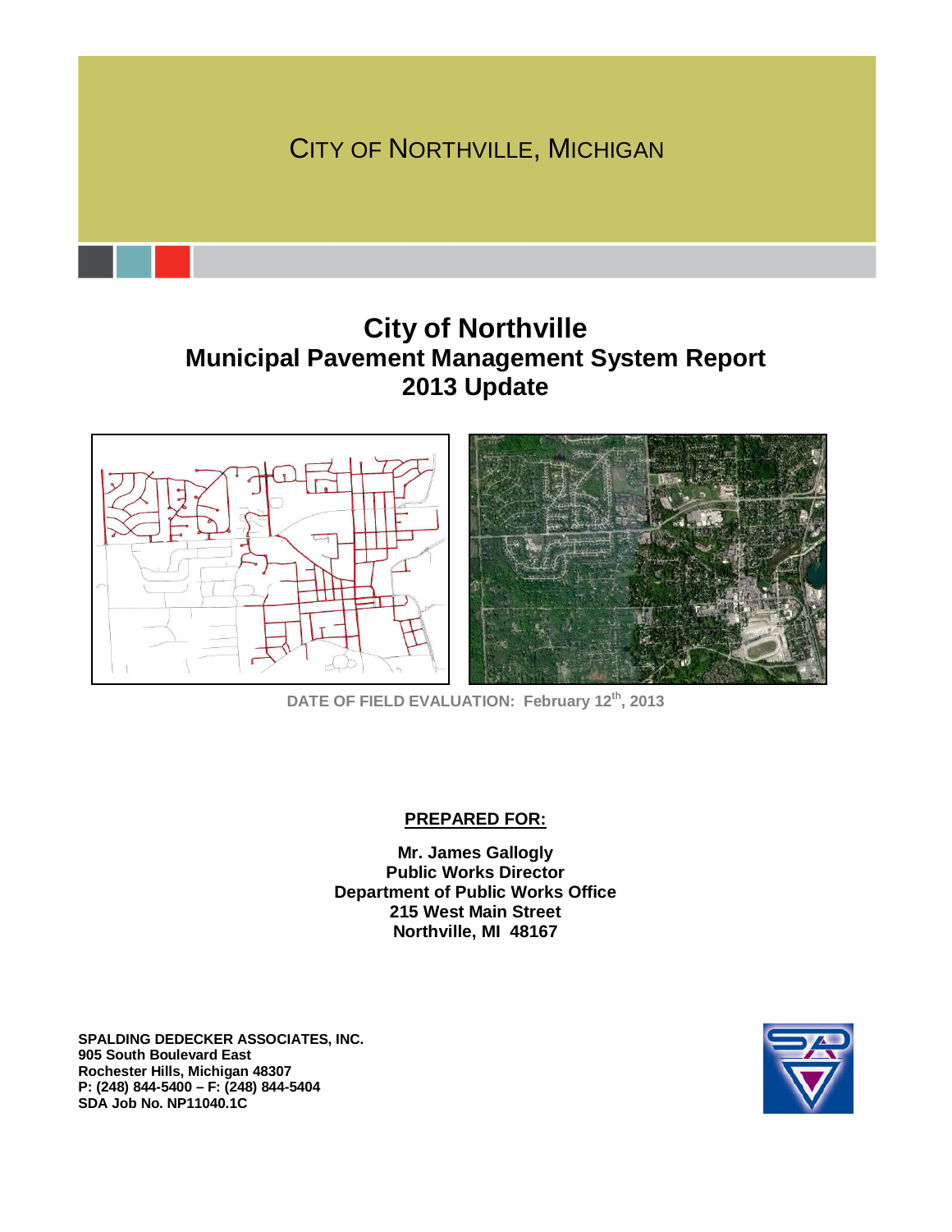CITY OF NORTHVILLE, MICHIGAN

# City of Northville
## Municipal Pavement Management System Report
## 2013 Update

DATE OF FIELD EVALUATION: February 12th, 2013

**PREPARED FOR:**

**Mr. James Gallogly**
**Public Works Director**
**Department of Public Works Office**
**215 West Main Street**
**Northville, MI 48167**

**SPALDING DEDECKER ASSOCIATES, INC.**
**905 South Boulevard East**
**Rochester Hills, Michigan 48307**
**P: (248) 844-5400 – F: (248) 844-5404**
**SDA Job No. NP11040.1C**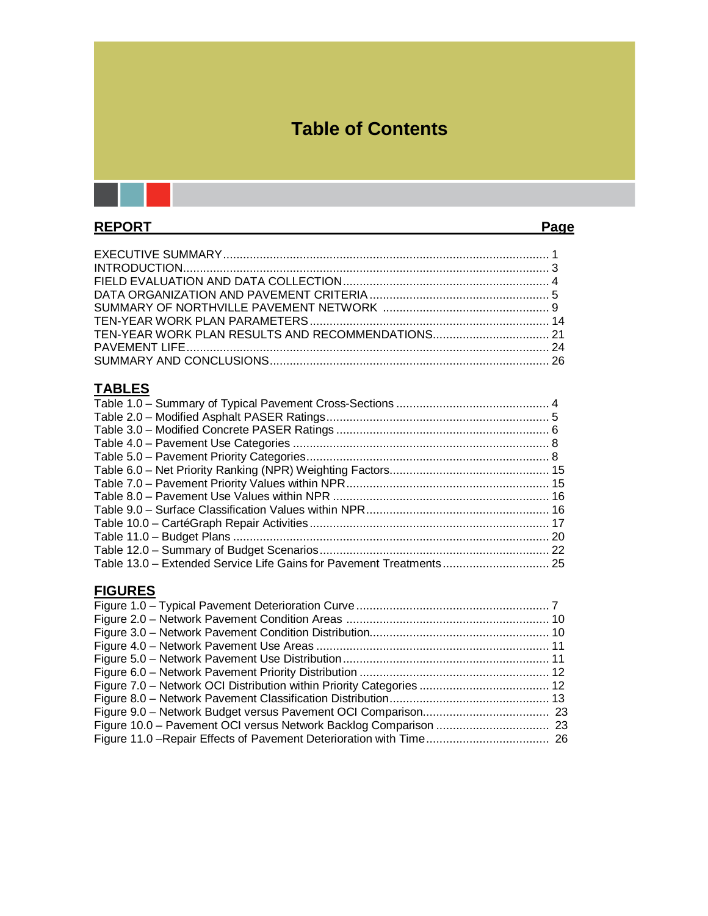# Table of Contents

| REPORT | Page |
|---|---|
| EXECUTIVE SUMMARY | 1 |
| INTRODUCTION | 3 |
| FIELD EVALUATION AND DATA COLLECTION | 4 |
| DATA ORGANIZATION AND PAVEMENT CRITERIA | 5 |
| SUMMARY OF NORTHVILLE PAVEMENT NETWORK | 9 |
| TEN-YEAR WORK PLAN PARAMETERS | 14 |
| TEN-YEAR WORK PLAN RESULTS AND RECOMMENDATIONS | 21 |
| PAVEMENT LIFE | 24 |
| SUMMARY AND CONCLUSIONS | 26 |

## TABLES

| Table | Page |
|---|---|
| Table 1.0 – Summary of Typical Pavement Cross-Sections | 4 |
| Table 2.0 – Modified Asphalt PASER Ratings | 5 |
| Table 3.0 – Modified Concrete PASER Ratings | 6 |
| Table 4.0 – Pavement Use Categories | 8 |
| Table 5.0 – Pavement Priority Categories | 8 |
| Table 6.0 – Net Priority Ranking (NPR) Weighting Factors | 15 |
| Table 7.0 – Pavement Priority Values within NPR | 15 |
| Table 8.0 – Pavement Use Values within NPR | 16 |
| Table 9.0 – Surface Classification Values within NPR | 16 |
| Table 10.0 – CartéGraph Repair Activities | 17 |
| Table 11.0 – Budget Plans | 20 |
| Table 12.0 – Summary of Budget Scenarios | 22 |
| Table 13.0 – Extended Service Life Gains for Pavement Treatments | 25 |

## FIGURES

| Figure | Page |
|---|---|
| Figure 1.0 – Typical Pavement Deterioration Curve | 7 |
| Figure 2.0 – Network Pavement Condition Areas | 10 |
| Figure 3.0 – Network Pavement Condition Distribution | 10 |
| Figure 4.0 – Network Pavement Use Areas | 11 |
| Figure 5.0 – Network Pavement Use Distribution | 11 |
| Figure 6.0 – Network Pavement Priority Distribution | 12 |
| Figure 7.0 – Network OCI Distribution within Priority Categories | 12 |
| Figure 8.0 – Network Pavement Classification Distribution | 13 |
| Figure 9.0 – Network Budget versus Pavement OCI Comparison | 23 |
| Figure 10.0 – Pavement OCI versus Network Backlog Comparison | 23 |
| Figure 11.0 –Repair Effects of Pavement Deterioration with Time | 26 |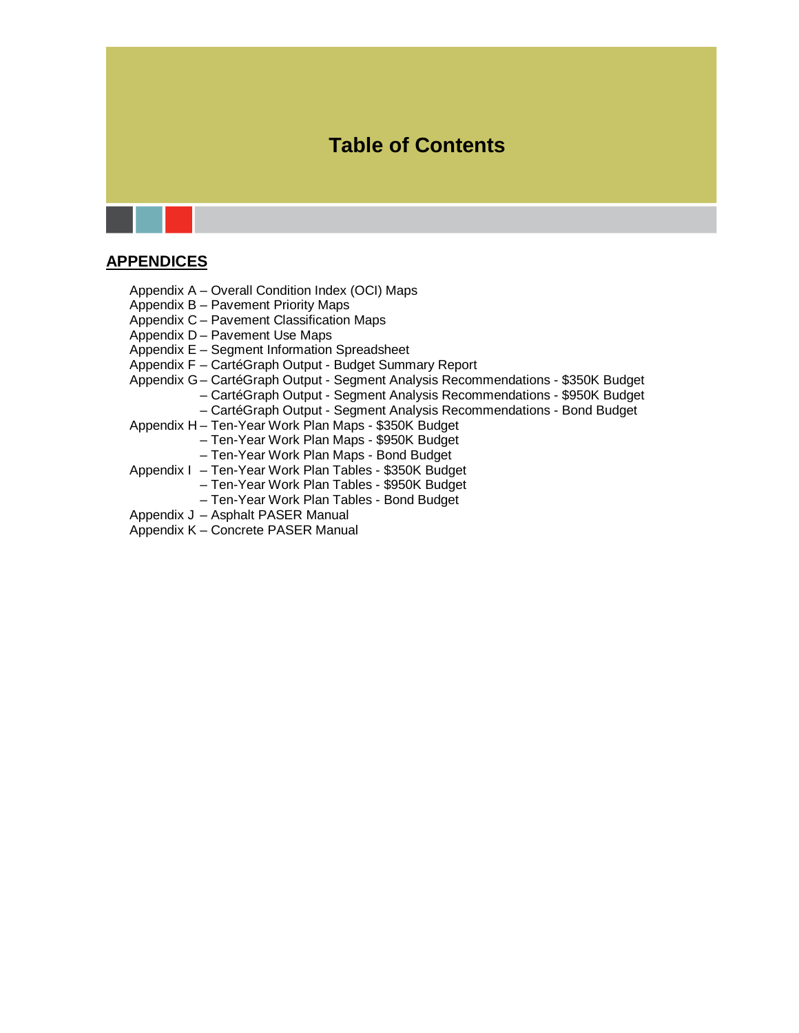# Table of Contents

## APPENDICES

Appendix A – Overall Condition Index (OCI) Maps
Appendix B – Pavement Priority Maps
Appendix C – Pavement Classification Maps
Appendix D – Pavement Use Maps
Appendix E – Segment Information Spreadsheet
Appendix F – CartéGraph Output - Budget Summary Report
Appendix G – CartéGraph Output - Segment Analysis Recommendations - $350K Budget
– CartéGraph Output - Segment Analysis Recommendations - $950K Budget
– CartéGraph Output - Segment Analysis Recommendations - Bond Budget
Appendix H – Ten-Year Work Plan Maps - $350K Budget
– Ten-Year Work Plan Maps - $950K Budget
– Ten-Year Work Plan Maps - Bond Budget
Appendix I – Ten-Year Work Plan Tables - $350K Budget
– Ten-Year Work Plan Tables - $950K Budget
– Ten-Year Work Plan Tables - Bond Budget
Appendix J – Asphalt PASER Manual
Appendix K – Concrete PASER Manual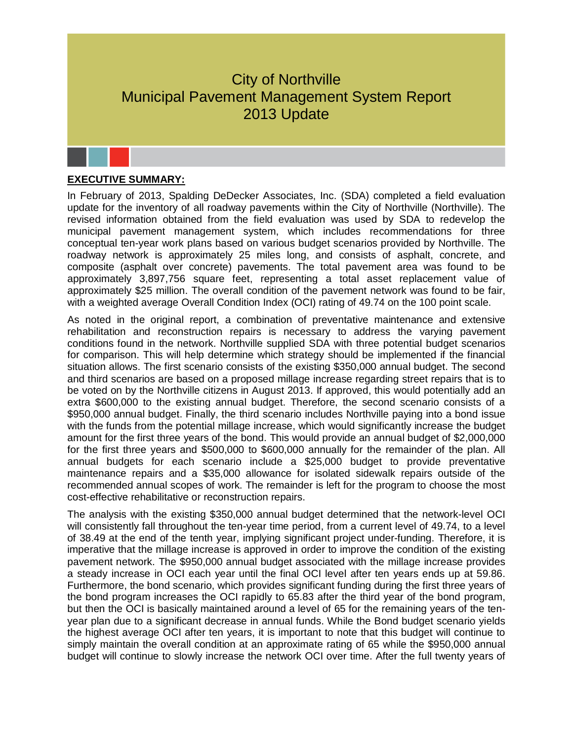# City of Northville
# Municipal Pavement Management System Report
# 2013 Update

## EXECUTIVE SUMMARY:

In February of 2013, Spalding DeDecker Associates, Inc. (SDA) completed a field evaluation update for the inventory of all roadway pavements within the City of Northville (Northville). The revised information obtained from the field evaluation was used by SDA to redevelop the municipal pavement management system, which includes recommendations for three conceptual ten-year work plans based on various budget scenarios provided by Northville. The roadway network is approximately 25 miles long, and consists of asphalt, concrete, and composite (asphalt over concrete) pavements. The total pavement area was found to be approximately 3,897,756 square feet, representing a total asset replacement value of approximately $25 million. The overall condition of the pavement network was found to be fair, with a weighted average Overall Condition Index (OCI) rating of 49.74 on the 100 point scale.

As noted in the original report, a combination of preventative maintenance and extensive rehabilitation and reconstruction repairs is necessary to address the varying pavement conditions found in the network. Northville supplied SDA with three potential budget scenarios for comparison. This will help determine which strategy should be implemented if the financial situation allows. The first scenario consists of the existing $350,000 annual budget. The second and third scenarios are based on a proposed millage increase regarding street repairs that is to be voted on by the Northville citizens in August 2013. If approved, this would potentially add an extra $600,000 to the existing annual budget. Therefore, the second scenario consists of a $950,000 annual budget. Finally, the third scenario includes Northville paying into a bond issue with the funds from the potential millage increase, which would significantly increase the budget amount for the first three years of the bond. This would provide an annual budget of $2,000,000 for the first three years and $500,000 to $600,000 annually for the remainder of the plan. All annual budgets for each scenario include a $25,000 budget to provide preventative maintenance repairs and a $35,000 allowance for isolated sidewalk repairs outside of the recommended annual scopes of work. The remainder is left for the program to choose the most cost-effective rehabilitative or reconstruction repairs.

The analysis with the existing $350,000 annual budget determined that the network-level OCI will consistently fall throughout the ten-year time period, from a current level of 49.74, to a level of 38.49 at the end of the tenth year, implying significant project under-funding. Therefore, it is imperative that the millage increase is approved in order to improve the condition of the existing pavement network. The $950,000 annual budget associated with the millage increase provides a steady increase in OCI each year until the final OCI level after ten years ends up at 59.86. Furthermore, the bond scenario, which provides significant funding during the first three years of the bond program increases the OCI rapidly to 65.83 after the third year of the bond program, but then the OCI is basically maintained around a level of 65 for the remaining years of the ten-year plan due to a significant decrease in annual funds. While the Bond budget scenario yields the highest average OCI after ten years, it is important to note that this budget will continue to simply maintain the overall condition at an approximate rating of 65 while the $950,000 annual budget will continue to slowly increase the network OCI over time. After the full twenty years of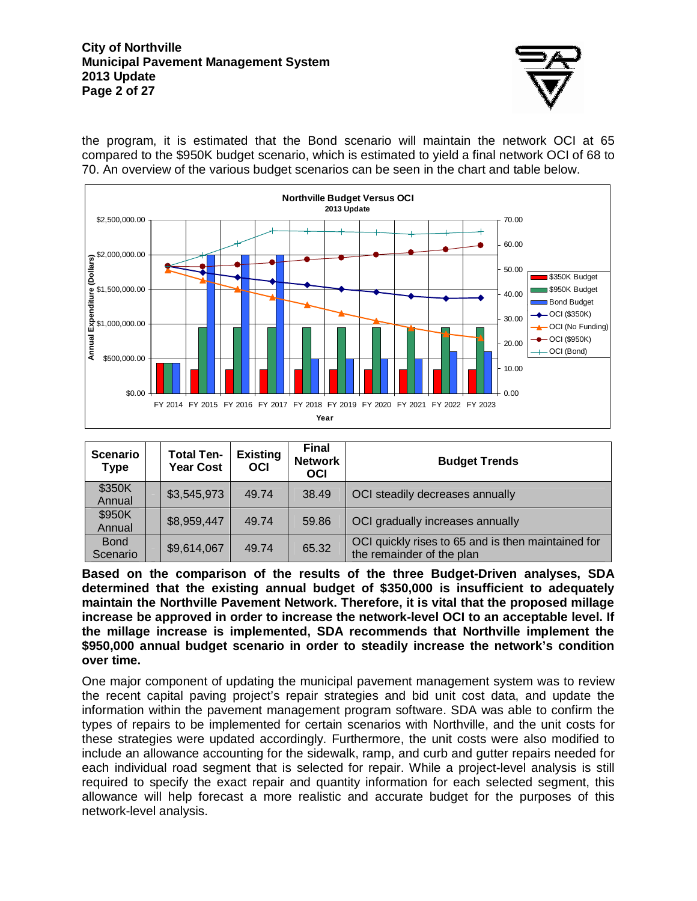the program, it is estimated that the Bond scenario will maintain the network OCI at 65 compared to the $950K budget scenario, which is estimated to yield a final network OCI of 68 to 70. An overview of the various budget scenarios can be seen in the chart and table below.

| Scenario Type | | Total Ten-Year Cost | Existing OCI | Final Network OCI | Budget Trends |
|---|---|---|---|---|---|
| $350K Annual | | $3,545,973 | 49.74 | 38.49 | OCI steadily decreases annually |
| $950K Annual | | $8,959,447 | 49.74 | 59.86 | OCI gradually increases annually |
| Bond Scenario | | $9,614,067 | 49.74 | 65.32 | OCI quickly rises to 65 and is then maintained for the remainder of the plan |

**Based on the comparison of the results of the three Budget-Driven analyses, SDA determined that the existing annual budget of $350,000 is insufficient to adequately maintain the Northville Pavement Network. Therefore, it is vital that the proposed millage increase be approved in order to increase the network-level OCI to an acceptable level. If the millage increase is implemented, SDA recommends that Northville implement the $950,000 annual budget scenario in order to steadily increase the network's condition over time.**

One major component of updating the municipal pavement management system was to review the recent capital paving project's repair strategies and bid unit cost data, and update the information within the pavement management program software. SDA was able to confirm the types of repairs to be implemented for certain scenarios with Northville, and the unit costs for these strategies were updated accordingly. Furthermore, the unit costs were also modified to include an allowance accounting for the sidewalk, ramp, and curb and gutter repairs needed for each individual road segment that is selected for repair. While a project-level analysis is still required to specify the exact repair and quantity information for each selected segment, this allowance will help forecast a more realistic and accurate budget for the purposes of this network-level analysis.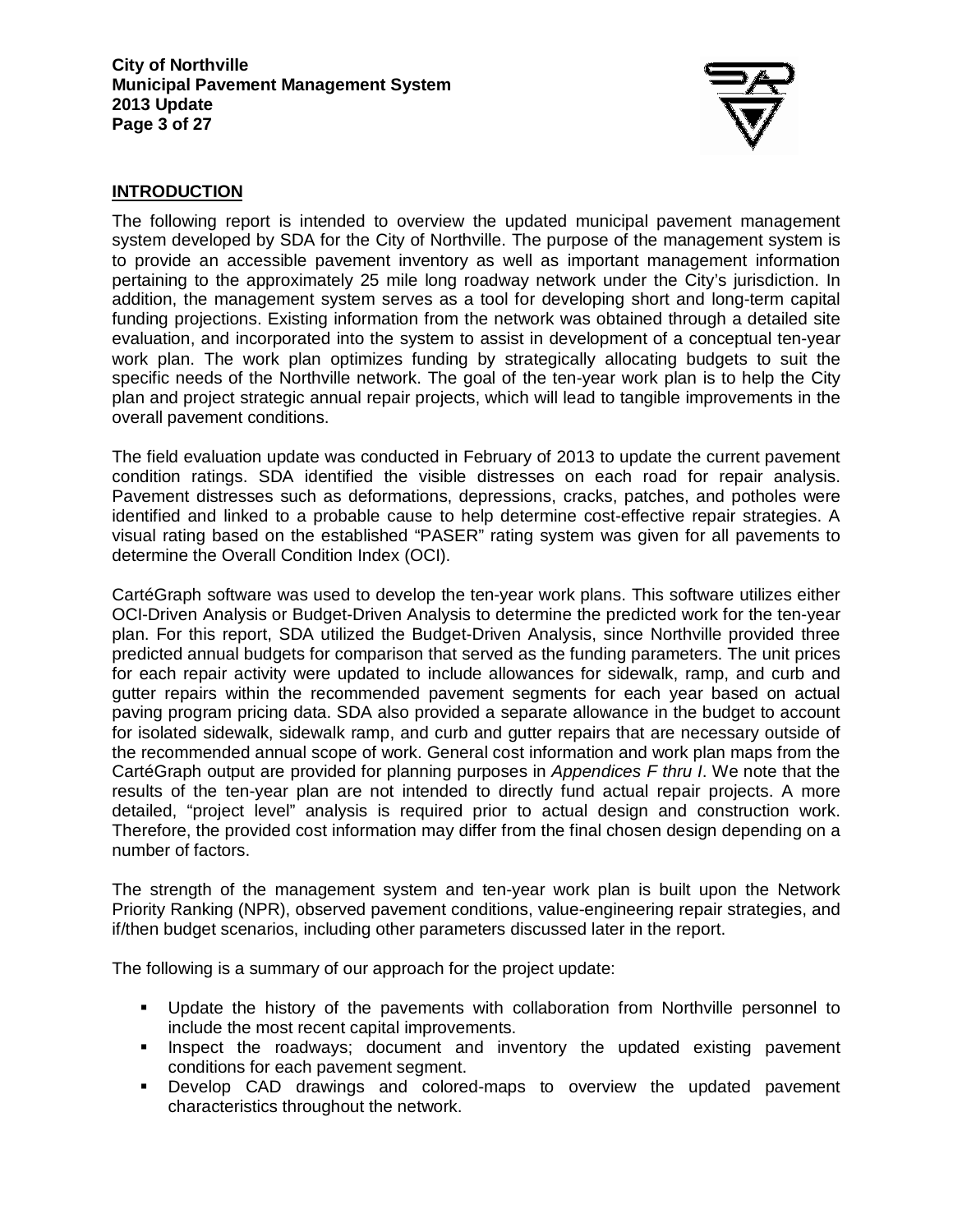## INTRODUCTION

The following report is intended to overview the updated municipal pavement management system developed by SDA for the City of Northville. The purpose of the management system is to provide an accessible pavement inventory as well as important management information pertaining to the approximately 25 mile long roadway network under the City's jurisdiction. In addition, the management system serves as a tool for developing short and long-term capital funding projections. Existing information from the network was obtained through a detailed site evaluation, and incorporated into the system to assist in development of a conceptual ten-year work plan. The work plan optimizes funding by strategically allocating budgets to suit the specific needs of the Northville network. The goal of the ten-year work plan is to help the City plan and project strategic annual repair projects, which will lead to tangible improvements in the overall pavement conditions.

The field evaluation update was conducted in February of 2013 to update the current pavement condition ratings. SDA identified the visible distresses on each road for repair analysis. Pavement distresses such as deformations, depressions, cracks, patches, and potholes were identified and linked to a probable cause to help determine cost-effective repair strategies. A visual rating based on the established "PASER" rating system was given for all pavements to determine the Overall Condition Index (OCI).

CartéGraph software was used to develop the ten-year work plans. This software utilizes either OCI-Driven Analysis or Budget-Driven Analysis to determine the predicted work for the ten-year plan. For this report, SDA utilized the Budget-Driven Analysis, since Northville provided three predicted annual budgets for comparison that served as the funding parameters. The unit prices for each repair activity were updated to include allowances for sidewalk, ramp, and curb and gutter repairs within the recommended pavement segments for each year based on actual paving program pricing data. SDA also provided a separate allowance in the budget to account for isolated sidewalk, sidewalk ramp, and curb and gutter repairs that are necessary outside of the recommended annual scope of work. General cost information and work plan maps from the CartéGraph output are provided for planning purposes in *Appendices F thru I*. We note that the results of the ten-year plan are not intended to directly fund actual repair projects. A more detailed, "project level" analysis is required prior to actual design and construction work. Therefore, the provided cost information may differ from the final chosen design depending on a number of factors.

The strength of the management system and ten-year work plan is built upon the Network Priority Ranking (NPR), observed pavement conditions, value-engineering repair strategies, and if/then budget scenarios, including other parameters discussed later in the report.

The following is a summary of our approach for the project update:

- Update the history of the pavements with collaboration from Northville personnel to include the most recent capital improvements.
- Inspect the roadways; document and inventory the updated existing pavement conditions for each pavement segment.
- Develop CAD drawings and colored-maps to overview the updated pavement characteristics throughout the network.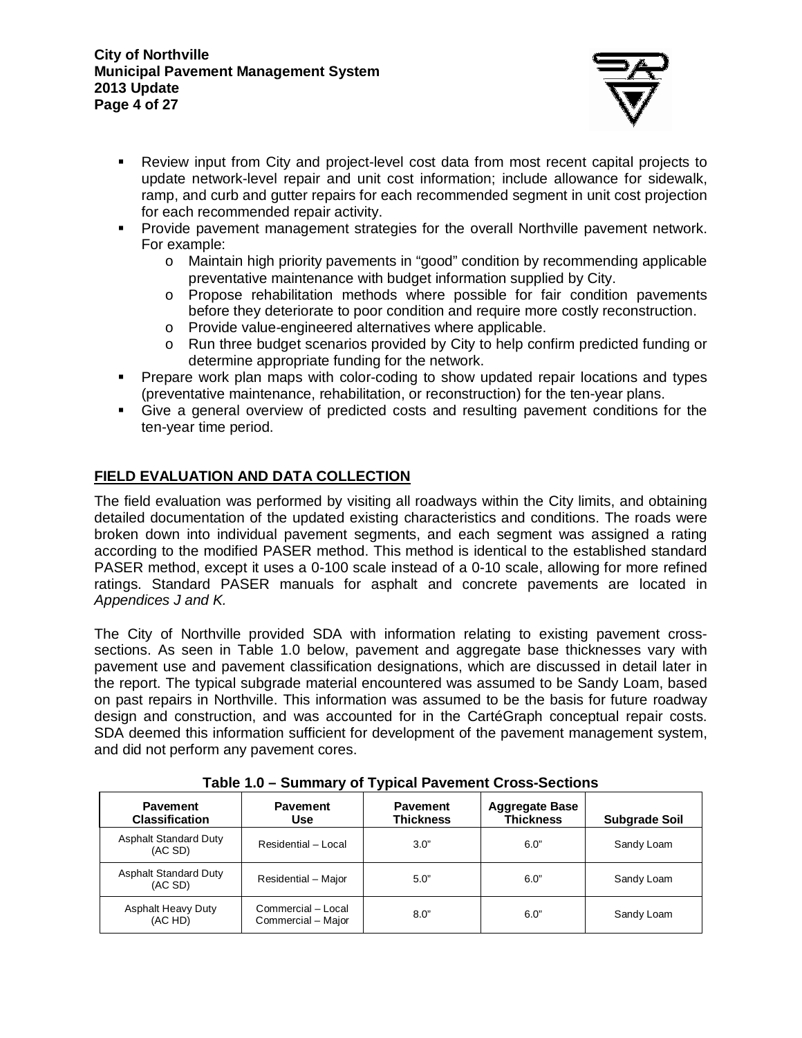- Review input from City and project-level cost data from most recent capital projects to update network-level repair and unit cost information; include allowance for sidewalk, ramp, and curb and gutter repairs for each recommended segment in unit cost projection for each recommended repair activity.
- Provide pavement management strategies for the overall Northville pavement network. For example:
  - Maintain high priority pavements in "good" condition by recommending applicable preventative maintenance with budget information supplied by City.
  - Propose rehabilitation methods where possible for fair condition pavements before they deteriorate to poor condition and require more costly reconstruction.
  - Provide value-engineered alternatives where applicable.
  - Run three budget scenarios provided by City to help confirm predicted funding or determine appropriate funding for the network.
- Prepare work plan maps with color-coding to show updated repair locations and types (preventative maintenance, rehabilitation, or reconstruction) for the ten-year plans.
- Give a general overview of predicted costs and resulting pavement conditions for the ten-year time period.

## FIELD EVALUATION AND DATA COLLECTION

The field evaluation was performed by visiting all roadways within the City limits, and obtaining detailed documentation of the updated existing characteristics and conditions. The roads were broken down into individual pavement segments, and each segment was assigned a rating according to the modified PASER method. This method is identical to the established standard PASER method, except it uses a 0-100 scale instead of a 0-10 scale, allowing for more refined ratings. Standard PASER manuals for asphalt and concrete pavements are located in *Appendices J and K.*

The City of Northville provided SDA with information relating to existing pavement cross-sections. As seen in Table 1.0 below, pavement and aggregate base thicknesses vary with pavement use and pavement classification designations, which are discussed in detail later in the report. The typical subgrade material encountered was assumed to be Sandy Loam, based on past repairs in Northville. This information was assumed to be the basis for future roadway design and construction, and was accounted for in the CartéGraph conceptual repair costs. SDA deemed this information sufficient for development of the pavement management system, and did not perform any pavement cores.

**Table 1.0 – Summary of Typical Pavement Cross-Sections**

| Pavement Classification | Pavement Use | Pavement Thickness | Aggregate Base Thickness | Subgrade Soil |
|---|---|---|---|---|
| Asphalt Standard Duty (AC SD) | Residential – Local | 3.0" | 6.0" | Sandy Loam |
| Asphalt Standard Duty (AC SD) | Residential – Major | 5.0" | 6.0" | Sandy Loam |
| Asphalt Heavy Duty (AC HD) | Commercial – Local<br>Commercial – Major | 8.0" | 6.0" | Sandy Loam |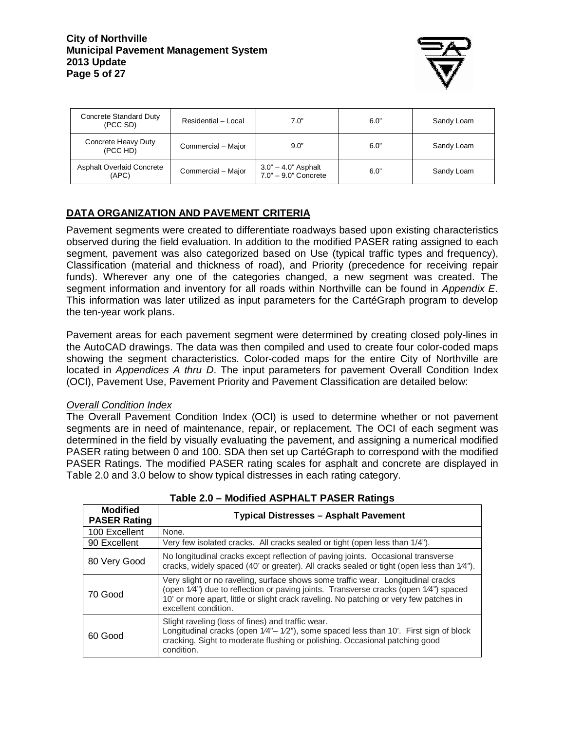| Concrete Standard Duty (PCC SD) | Residential – Local | 7.0” | 6.0” | Sandy Loam |
|---|---|---|---|---|
| Concrete Heavy Duty (PCC HD) | Commercial – Major | 9.0” | 6.0” | Sandy Loam |
| Asphalt Overlaid Concrete (APC) | Commercial – Major | 3.0” – 4.0” Asphalt<br>7.0” – 9.0” Concrete | 6.0” | Sandy Loam |

## DATA ORGANIZATION AND PAVEMENT CRITERIA

Pavement segments were created to differentiate roadways based upon existing characteristics observed during the field evaluation. In addition to the modified PASER rating assigned to each segment, pavement was also categorized based on Use (typical traffic types and frequency), Classification (material and thickness of road), and Priority (precedence for receiving repair funds). Wherever any one of the categories changed, a new segment was created. The segment information and inventory for all roads within Northville can be found in *Appendix E*. This information was later utilized as input parameters for the CartéGraph program to develop the ten-year work plans.

Pavement areas for each pavement segment were determined by creating closed poly-lines in the AutoCAD drawings. The data was then compiled and used to create four color-coded maps showing the segment characteristics. Color-coded maps for the entire City of Northville are located in *Appendices A thru D*. The input parameters for pavement Overall Condition Index (OCI), Pavement Use, Pavement Priority and Pavement Classification are detailed below:

*Overall Condition Index*

The Overall Pavement Condition Index (OCI) is used to determine whether or not pavement segments are in need of maintenance, repair, or replacement. The OCI of each segment was determined in the field by visually evaluating the pavement, and assigning a numerical modified PASER rating between 0 and 100. SDA then set up CartéGraph to correspond with the modified PASER Ratings. The modified PASER rating scales for asphalt and concrete are displayed in Table 2.0 and 3.0 below to show typical distresses in each rating category.

**Table 2.0 – Modified ASPHALT PASER Ratings**

| Modified PASER Rating | Typical Distresses – Asphalt Pavement |
|---|---|
| 100 Excellent | None. |
| 90 Excellent | Very few isolated cracks. All cracks sealed or tight (open less than 1/4”). |
| 80 Very Good | No longitudinal cracks except reflection of paving joints. Occasional transverse cracks, widely spaced (40’ or greater). All cracks sealed or tight (open less than 1⁄4”). |
| 70 Good | Very slight or no raveling, surface shows some traffic wear. Longitudinal cracks (open 1⁄4”) due to reflection or paving joints. Transverse cracks (open 1⁄4”) spaced 10’ or more apart, little or slight crack raveling. No patching or very few patches in excellent condition. |
| 60 Good | Slight raveling (loss of fines) and traffic wear.<br>Longitudinal cracks (open 1⁄4”– 1⁄2”), some spaced less than 10’. First sign of block cracking. Sight to moderate flushing or polishing. Occasional patching good condition. |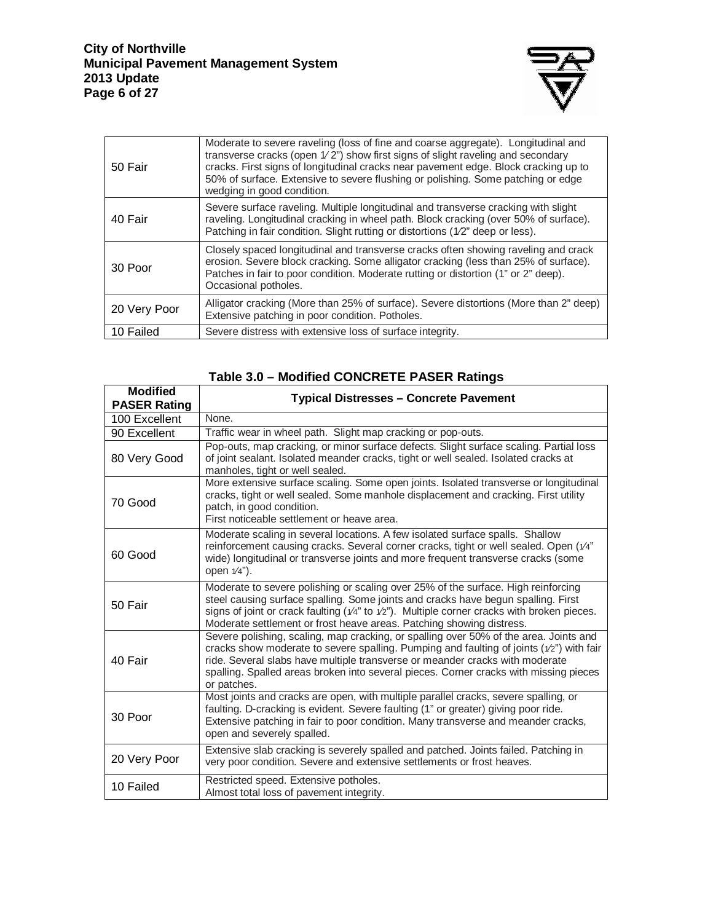| | |
|---|---|
| 50 Fair | Moderate to severe raveling (loss of fine and coarse aggregate). Longitudinal and transverse cracks (open 1⁄2") show first signs of slight raveling and secondary cracks. First signs of longitudinal cracks near pavement edge. Block cracking up to 50% of surface. Extensive to severe flushing or polishing. Some patching or edge wedging in good condition. |
| 40 Fair | Severe surface raveling. Multiple longitudinal and transverse cracking with slight raveling. Longitudinal cracking in wheel path. Block cracking (over 50% of surface). Patching in fair condition. Slight rutting or distortions (1⁄2" deep or less). |
| 30 Poor | Closely spaced longitudinal and transverse cracks often showing raveling and crack erosion. Severe block cracking. Some alligator cracking (less than 25% of surface). Patches in fair to poor condition. Moderate rutting or distortion (1" or 2" deep). Occasional potholes. |
| 20 Very Poor | Alligator cracking (More than 25% of surface). Severe distortions (More than 2" deep) Extensive patching in poor condition. Potholes. |
| 10 Failed | Severe distress with extensive loss of surface integrity. |

**Table 3.0 – Modified CONCRETE PASER Ratings**

| Modified PASER Rating | Typical Distresses – Concrete Pavement |
|---|---|
| 100 Excellent | None. |
| 90 Excellent | Traffic wear in wheel path. Slight map cracking or pop-outs. |
| 80 Very Good | Pop-outs, map cracking, or minor surface defects. Slight surface scaling. Partial loss of joint sealant. Isolated meander cracks, tight or well sealed. Isolated cracks at manholes, tight or well sealed. |
| 70 Good | More extensive surface scaling. Some open joints. Isolated transverse or longitudinal cracks, tight or well sealed. Some manhole displacement and cracking. First utility patch, in good condition. First noticeable settlement or heave area. |
| 60 Good | Moderate scaling in several locations. A few isolated surface spalls. Shallow reinforcement causing cracks. Several corner cracks, tight or well sealed. Open (1⁄4" wide) longitudinal or transverse joints and more frequent transverse cracks (some open 1⁄4"). |
| 50 Fair | Moderate to severe polishing or scaling over 25% of the surface. High reinforcing steel causing surface spalling. Some joints and cracks have begun spalling. First signs of joint or crack faulting (1⁄4" to 1⁄2"). Multiple corner cracks with broken pieces. Moderate settlement or frost heave areas. Patching showing distress. |
| 40 Fair | Severe polishing, scaling, map cracking, or spalling over 50% of the area. Joints and cracks show moderate to severe spalling. Pumping and faulting of joints (1⁄2") with fair ride. Several slabs have multiple transverse or meander cracks with moderate spalling. Spalled areas broken into several pieces. Corner cracks with missing pieces or patches. |
| 30 Poor | Most joints and cracks are open, with multiple parallel cracks, severe spalling, or faulting. D-cracking is evident. Severe faulting (1" or greater) giving poor ride. Extensive patching in fair to poor condition. Many transverse and meander cracks, open and severely spalled. |
| 20 Very Poor | Extensive slab cracking is severely spalled and patched. Joints failed. Patching in very poor condition. Severe and extensive settlements or frost heaves. |
| 10 Failed | Restricted speed. Extensive potholes. Almost total loss of pavement integrity. |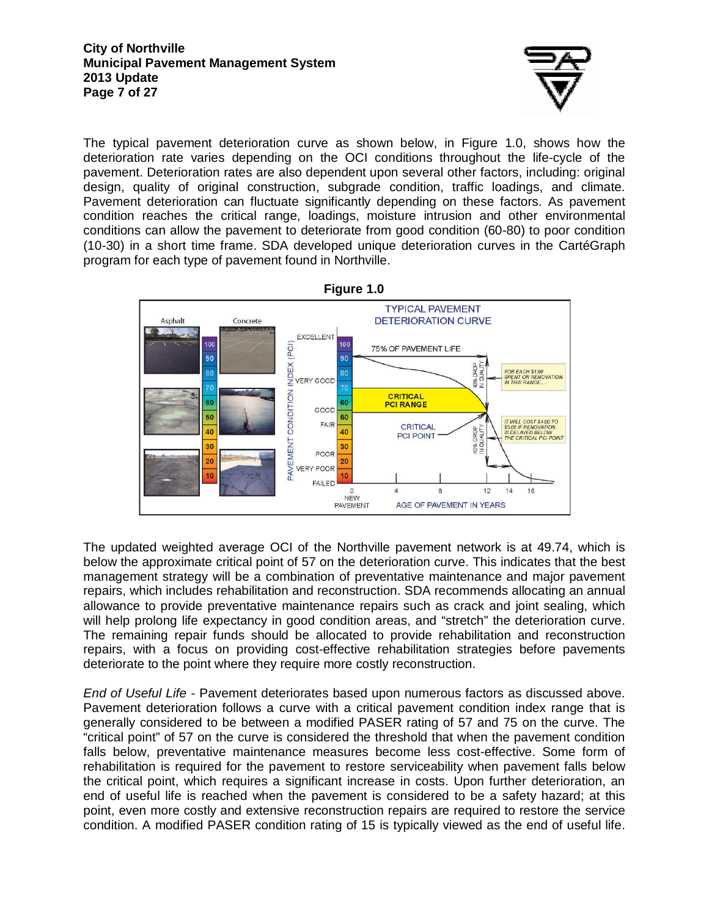The typical pavement deterioration curve as shown below, in Figure 1.0, shows how the deterioration rate varies depending on the OCI conditions throughout the life-cycle of the pavement. Deterioration rates are also dependent upon several other factors, including: original design, quality of original construction, subgrade condition, traffic loadings, and climate. Pavement deterioration can fluctuate significantly depending on these factors. As pavement condition reaches the critical range, loadings, moisture intrusion and other environmental conditions can allow the pavement to deteriorate from good condition (60-80) to poor condition (10-30) in a short time frame. SDA developed unique deterioration curves in the CartéGraph program for each type of pavement found in Northville.

**Figure 1.0**

The updated weighted average OCI of the Northville pavement network is at 49.74, which is below the approximate critical point of 57 on the deterioration curve. This indicates that the best management strategy will be a combination of preventative maintenance and major pavement repairs, which includes rehabilitation and reconstruction. SDA recommends allocating an annual allowance to provide preventative maintenance repairs such as crack and joint sealing, which will help prolong life expectancy in good condition areas, and "stretch" the deterioration curve. The remaining repair funds should be allocated to provide rehabilitation and reconstruction repairs, with a focus on providing cost-effective rehabilitation strategies before pavements deteriorate to the point where they require more costly reconstruction.

*End of Useful Life* - Pavement deteriorates based upon numerous factors as discussed above. Pavement deterioration follows a curve with a critical pavement condition index range that is generally considered to be between a modified PASER rating of 57 and 75 on the curve. The "critical point" of 57 on the curve is considered the threshold that when the pavement condition falls below, preventative maintenance measures become less cost-effective. Some form of rehabilitation is required for the pavement to restore serviceability when pavement falls below the critical point, which requires a significant increase in costs. Upon further deterioration, an end of useful life is reached when the pavement is considered to be a safety hazard; at this point, even more costly and extensive reconstruction repairs are required to restore the service condition. A modified PASER condition rating of 15 is typically viewed as the end of useful life.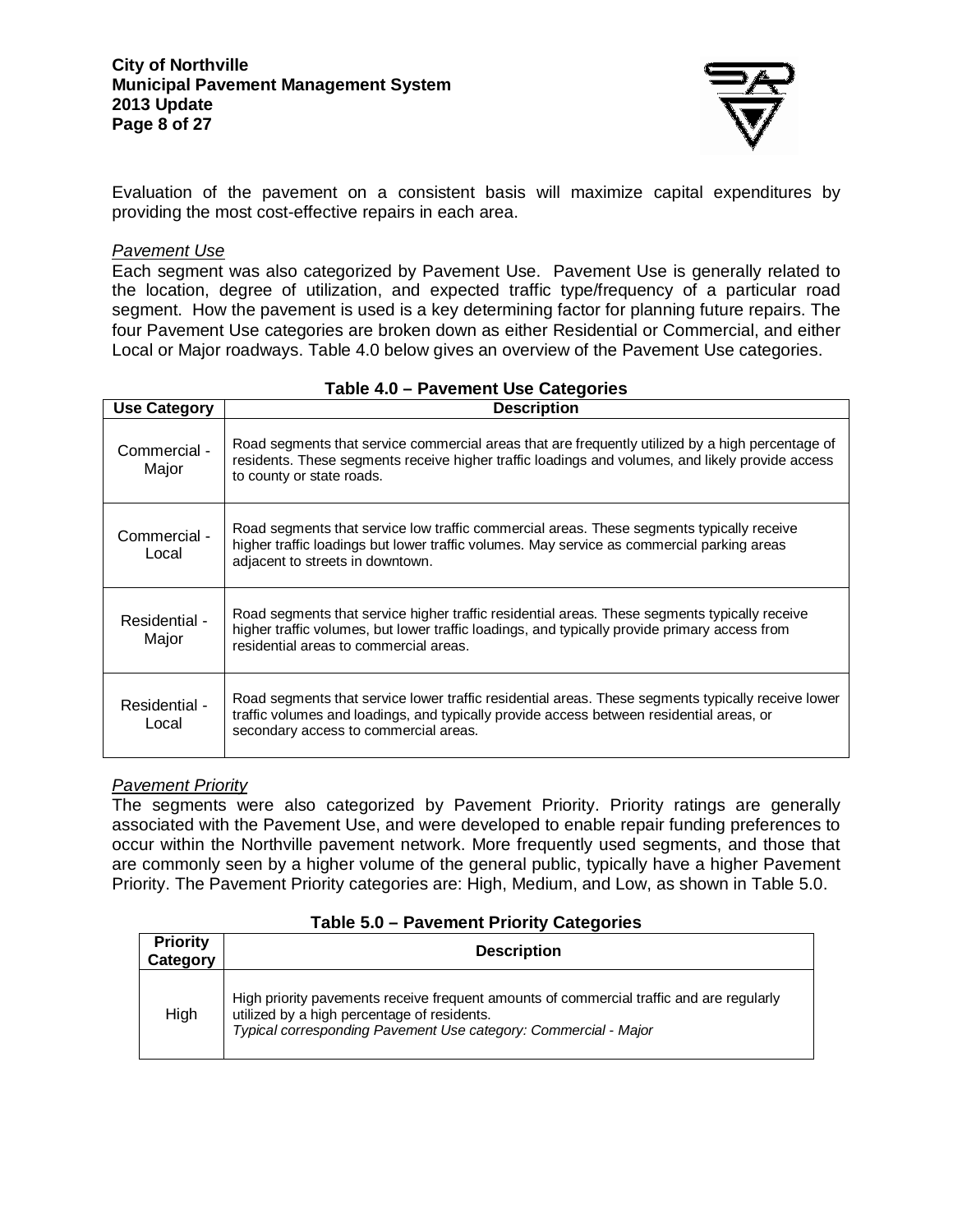Evaluation of the pavement on a consistent basis will maximize capital expenditures by providing the most cost-effective repairs in each area.

*Pavement Use*

Each segment was also categorized by Pavement Use. Pavement Use is generally related to the location, degree of utilization, and expected traffic type/frequency of a particular road segment. How the pavement is used is a key determining factor for planning future repairs. The four Pavement Use categories are broken down as either Residential or Commercial, and either Local or Major roadways. Table 4.0 below gives an overview of the Pavement Use categories.

**Table 4.0 – Pavement Use Categories**

| Use Category | Description |
|---|---|
| Commercial - Major | Road segments that service commercial areas that are frequently utilized by a high percentage of residents. These segments receive higher traffic loadings and volumes, and likely provide access to county or state roads. |
| Commercial - Local | Road segments that service low traffic commercial areas. These segments typically receive higher traffic loadings but lower traffic volumes. May service as commercial parking areas adjacent to streets in downtown. |
| Residential - Major | Road segments that service higher traffic residential areas. These segments typically receive higher traffic volumes, but lower traffic loadings, and typically provide primary access from residential areas to commercial areas. |
| Residential - Local | Road segments that service lower traffic residential areas. These segments typically receive lower traffic volumes and loadings, and typically provide access between residential areas, or secondary access to commercial areas. |

*Pavement Priority*

The segments were also categorized by Pavement Priority. Priority ratings are generally associated with the Pavement Use, and were developed to enable repair funding preferences to occur within the Northville pavement network. More frequently used segments, and those that are commonly seen by a higher volume of the general public, typically have a higher Pavement Priority. The Pavement Priority categories are: High, Medium, and Low, as shown in Table 5.0.

**Table 5.0 – Pavement Priority Categories**

| Priority Category | Description |
|---|---|
| High | High priority pavements receive frequent amounts of commercial traffic and are regularly utilized by a high percentage of residents. *Typical corresponding Pavement Use category: Commercial - Major* |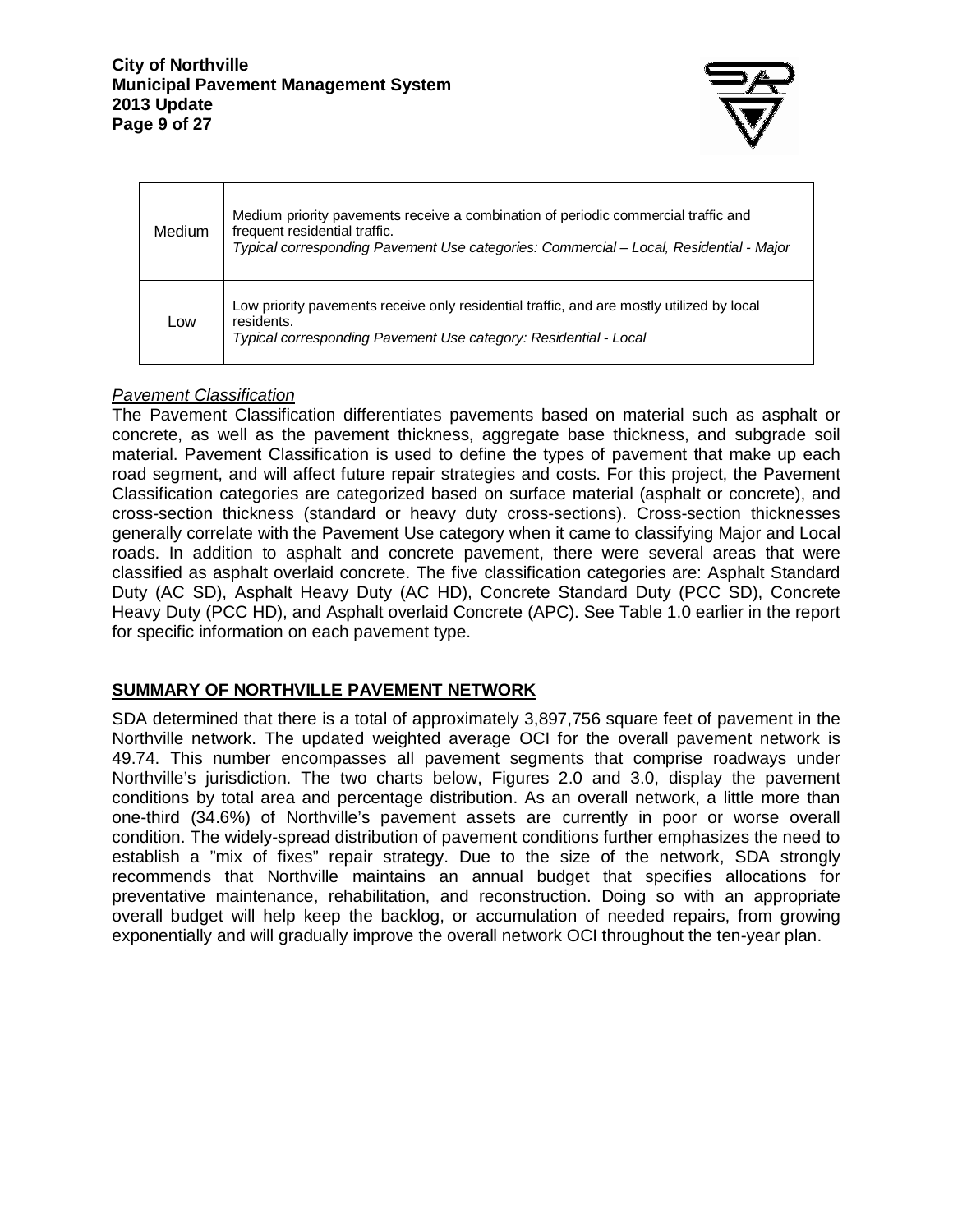| Medium | Medium priority pavements receive a combination of periodic commercial traffic and frequent residential traffic.<br>*Typical corresponding Pavement Use categories: Commercial – Local, Residential - Major* |
|---|---|
| Low | Low priority pavements receive only residential traffic, and are mostly utilized by local residents.<br>*Typical corresponding Pavement Use category: Residential - Local* |

*Pavement Classification*

The Pavement Classification differentiates pavements based on material such as asphalt or concrete, as well as the pavement thickness, aggregate base thickness, and subgrade soil material. Pavement Classification is used to define the types of pavement that make up each road segment, and will affect future repair strategies and costs. For this project, the Pavement Classification categories are categorized based on surface material (asphalt or concrete), and cross-section thickness (standard or heavy duty cross-sections). Cross-section thicknesses generally correlate with the Pavement Use category when it came to classifying Major and Local roads. In addition to asphalt and concrete pavement, there were several areas that were classified as asphalt overlaid concrete. The five classification categories are: Asphalt Standard Duty (AC SD), Asphalt Heavy Duty (AC HD), Concrete Standard Duty (PCC SD), Concrete Heavy Duty (PCC HD), and Asphalt overlaid Concrete (APC). See Table 1.0 earlier in the report for specific information on each pavement type.

## SUMMARY OF NORTHVILLE PAVEMENT NETWORK

SDA determined that there is a total of approximately 3,897,756 square feet of pavement in the Northville network. The updated weighted average OCI for the overall pavement network is 49.74. This number encompasses all pavement segments that comprise roadways under Northville's jurisdiction. The two charts below, Figures 2.0 and 3.0, display the pavement conditions by total area and percentage distribution. As an overall network, a little more than one-third (34.6%) of Northville's pavement assets are currently in poor or worse overall condition. The widely-spread distribution of pavement conditions further emphasizes the need to establish a "mix of fixes" repair strategy. Due to the size of the network, SDA strongly recommends that Northville maintains an annual budget that specifies allocations for preventative maintenance, rehabilitation, and reconstruction. Doing so with an appropriate overall budget will help keep the backlog, or accumulation of needed repairs, from growing exponentially and will gradually improve the overall network OCI throughout the ten-year plan.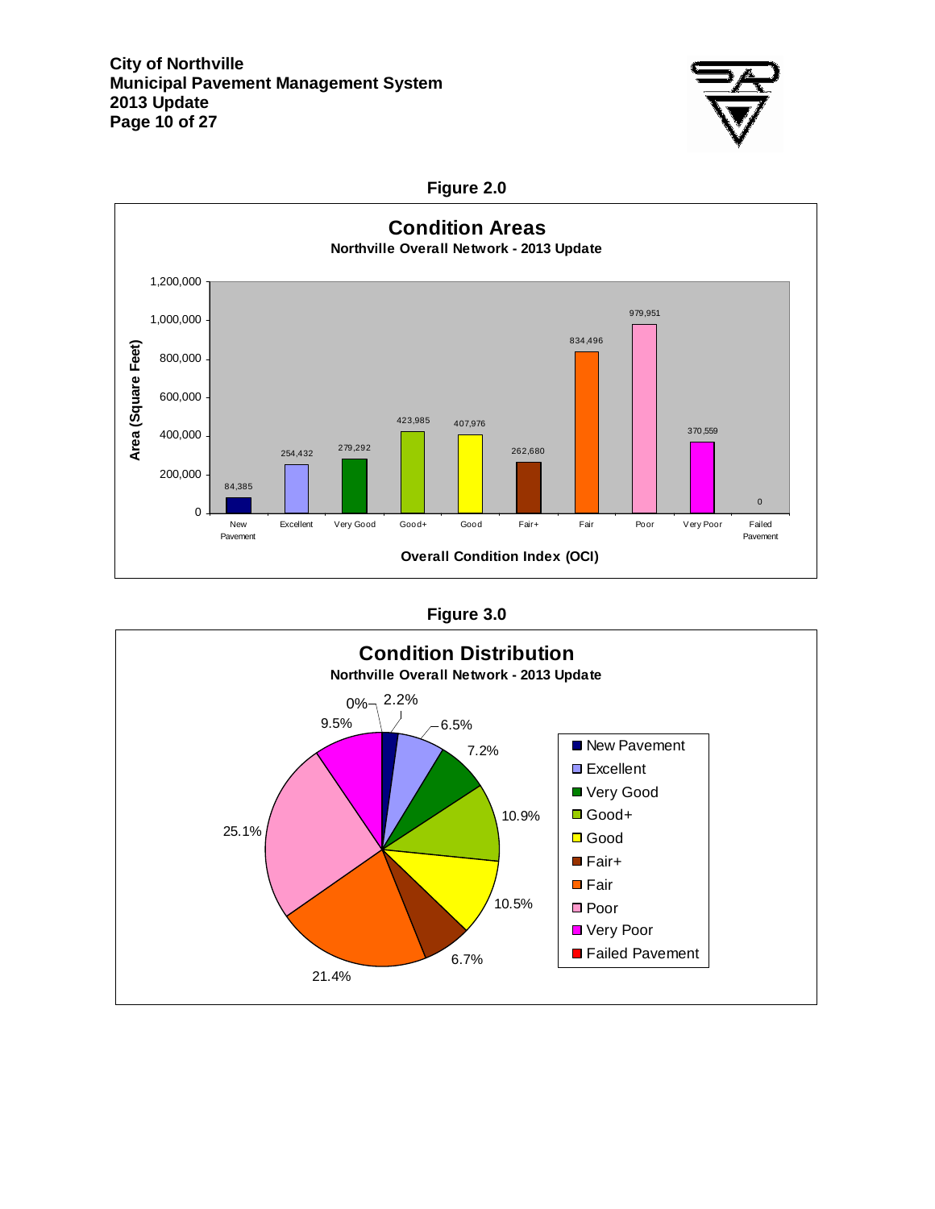**Figure 2.0**

**Condition Areas**

**Northville Overall Network - 2013 Update**

| Overall Condition Index (OCI) | Area (Square Feet) |
|---|---|
| New Pavement | 84,385 |
| Excellent | 254,432 |
| Very Good | 279,292 |
| Good+ | 423,985 |
| Good | 407,976 |
| Fair+ | 262,680 |
| Fair | 834,496 |
| Poor | 979,951 |
| Very Poor | 370,559 |
| Failed Pavement | 0 |

**Figure 3.0**

**Condition Distribution**

**Northville Overall Network - 2013 Update**

| Condition | Percent |
|---|---|
| New Pavement | 2.2% |
| Excellent | 6.5% |
| Very Good | 7.2% |
| Good+ | 10.9% |
| Good | 10.5% |
| Fair+ | 6.7% |
| Fair | 21.4% |
| Poor | 25.1% |
| Very Poor | 9.5% |
| Failed Pavement | 0% |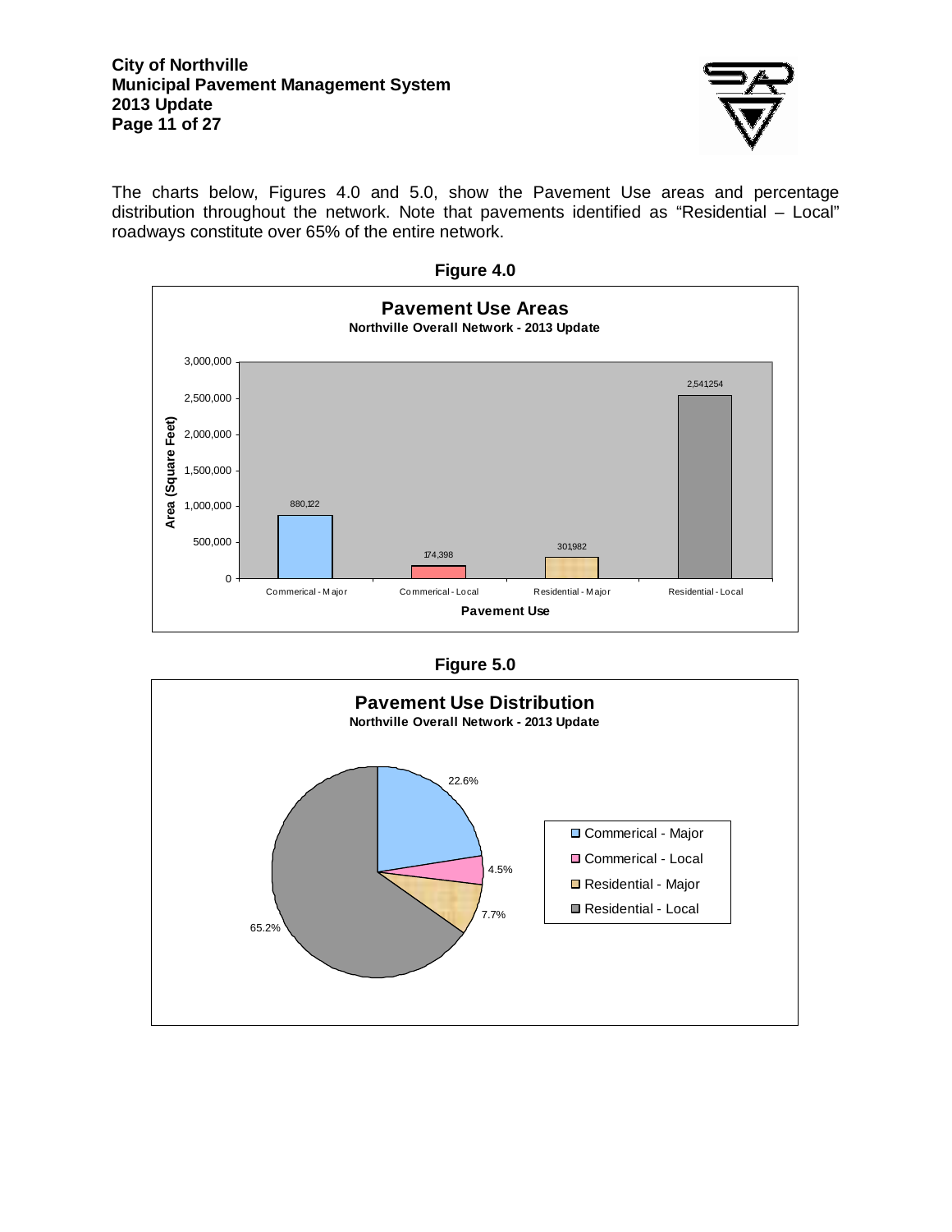The charts below, Figures 4.0 and 5.0, show the Pavement Use areas and percentage distribution throughout the network. Note that pavements identified as "Residential – Local" roadways constitute over 65% of the entire network.

**Figure 4.0**

**Pavement Use Areas**
**Northville Overall Network - 2013 Update**

| Pavement Use | Area (Square Feet) |
|---|---|
| Commerical - Major | 880,122 |
| Commerical - Local | 174,398 |
| Residential - Major | 301982 |
| Residential - Local | 2,541254 |

**Figure 5.0**

**Pavement Use Distribution**
**Northville Overall Network - 2013 Update**

| Pavement Use | Percentage |
|---|---|
| Commerical - Major | 22.6% |
| Commerical - Local | 4.5% |
| Residential - Major | 7.7% |
| Residential - Local | 65.2% |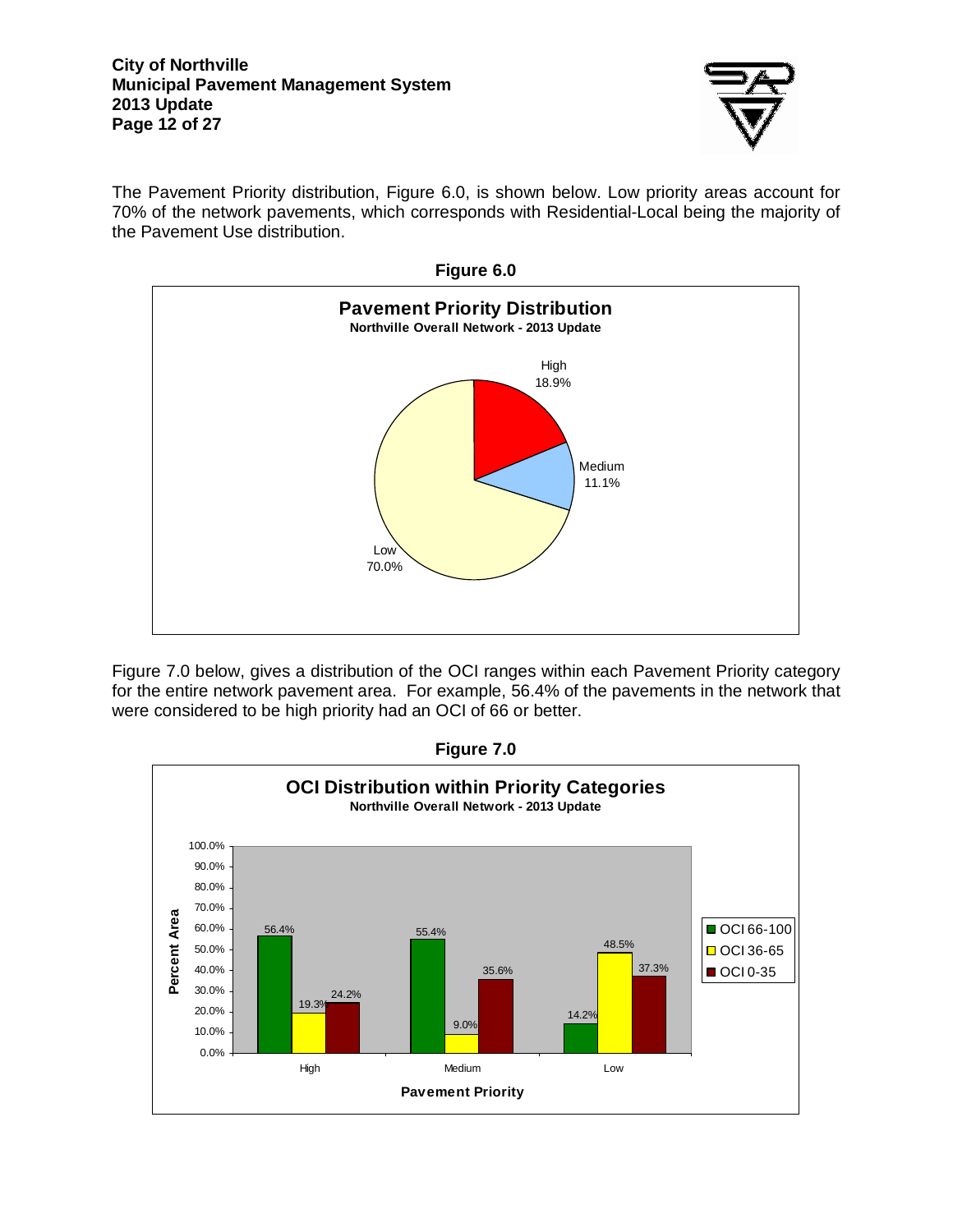The Pavement Priority distribution, Figure 6.0, is shown below. Low priority areas account for 70% of the network pavements, which corresponds with Residential-Local being the majority of the Pavement Use distribution.

**Figure 6.0**

**Pavement Priority Distribution**
**Northville Overall Network - 2013 Update**

| Priority | Percent |
|---|---|
| High | 18.9% |
| Medium | 11.1% |
| Low | 70.0% |

Figure 7.0 below, gives a distribution of the OCI ranges within each Pavement Priority category for the entire network pavement area. For example, 56.4% of the pavements in the network that were considered to be high priority had an OCI of 66 or better.

**Figure 7.0**

**OCI Distribution within Priority Categories**
**Northville Overall Network - 2013 Update**

| Pavement Priority | OCI 66-100 | OCI 36-65 | OCI 0-35 |
|---|---|---|---|
| High | 56.4% | 19.3% | 24.2% |
| Medium | 55.4% | 9.0% | 35.6% |
| Low | 14.2% | 48.5% | 37.3% |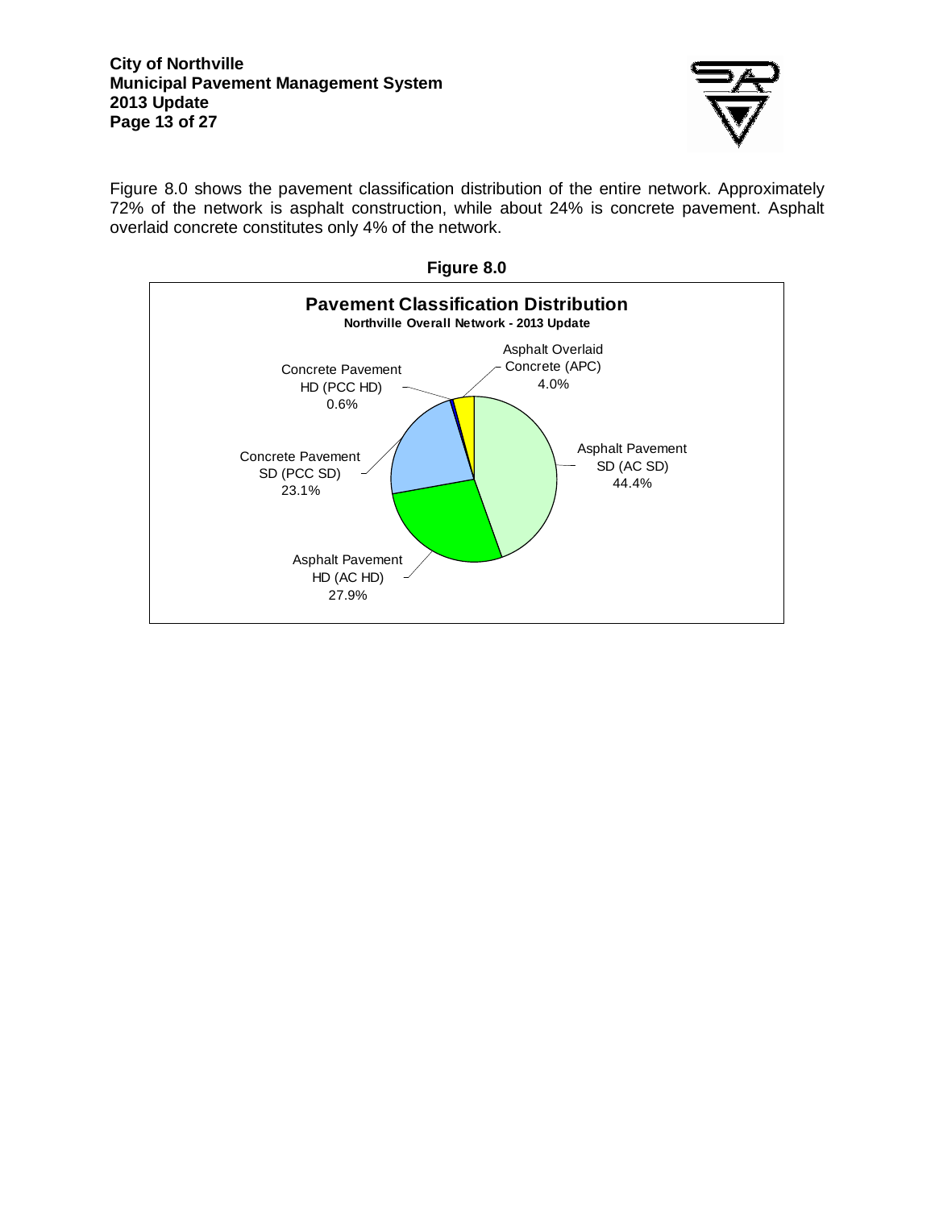Figure 8.0 shows the pavement classification distribution of the entire network. Approximately 72% of the network is asphalt construction, while about 24% is concrete pavement. Asphalt overlaid concrete constitutes only 4% of the network.

**Figure 8.0**

**Pavement Classification Distribution**
**Northville Overall Network - 2013 Update**

Asphalt Overlaid Concrete (APC) 4.0%
Concrete Pavement HD (PCC HD) 0.6%
Asphalt Pavement SD (AC SD) 44.4%
Concrete Pavement SD (PCC SD) 23.1%
Asphalt Pavement HD (AC HD) 27.9%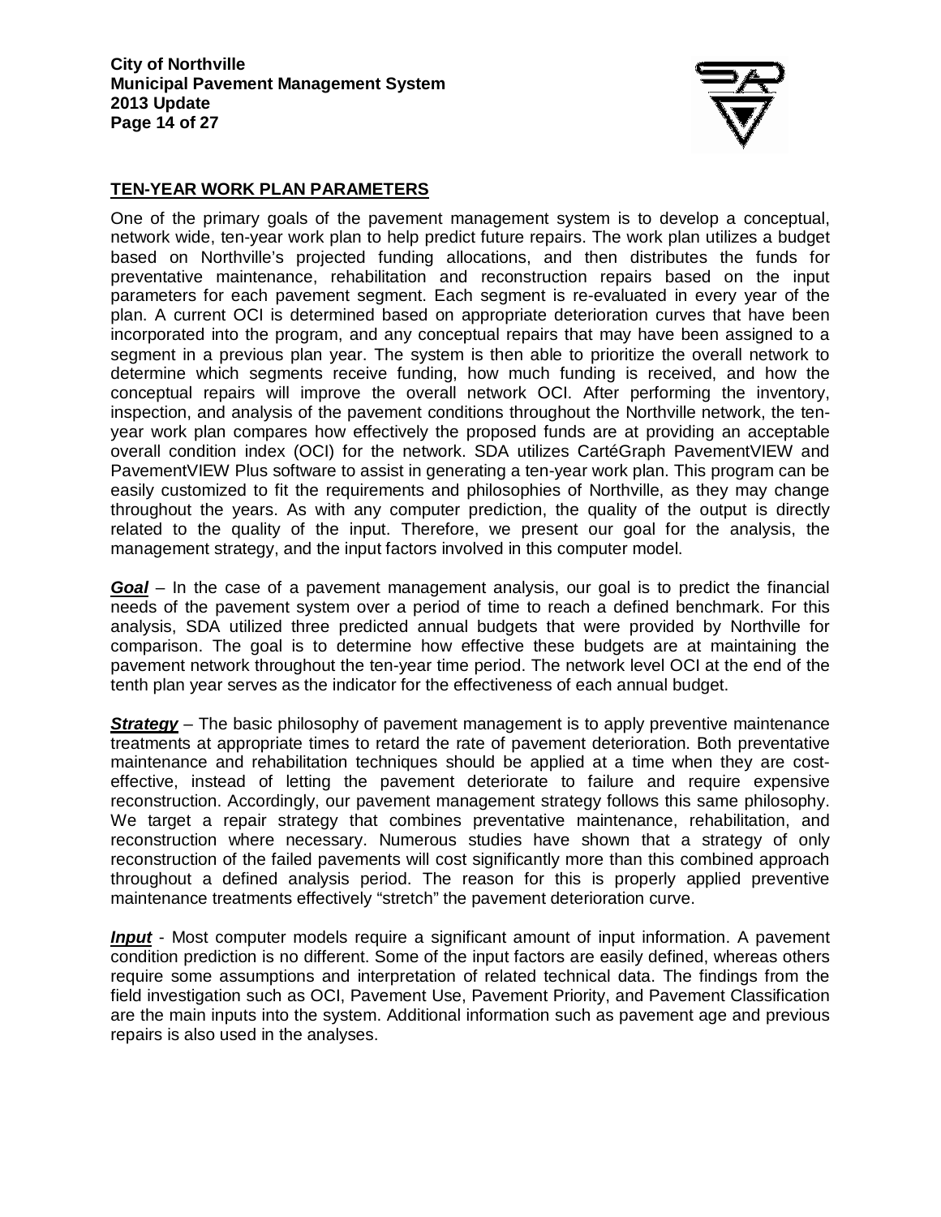## TEN-YEAR WORK PLAN PARAMETERS

One of the primary goals of the pavement management system is to develop a conceptual, network wide, ten-year work plan to help predict future repairs. The work plan utilizes a budget based on Northville's projected funding allocations, and then distributes the funds for preventative maintenance, rehabilitation and reconstruction repairs based on the input parameters for each pavement segment. Each segment is re-evaluated in every year of the plan. A current OCI is determined based on appropriate deterioration curves that have been incorporated into the program, and any conceptual repairs that may have been assigned to a segment in a previous plan year. The system is then able to prioritize the overall network to determine which segments receive funding, how much funding is received, and how the conceptual repairs will improve the overall network OCI. After performing the inventory, inspection, and analysis of the pavement conditions throughout the Northville network, the ten-year work plan compares how effectively the proposed funds are at providing an acceptable overall condition index (OCI) for the network. SDA utilizes CartéGraph PavementVIEW and PavementVIEW Plus software to assist in generating a ten-year work plan. This program can be easily customized to fit the requirements and philosophies of Northville, as they may change throughout the years. As with any computer prediction, the quality of the output is directly related to the quality of the input. Therefore, we present our goal for the analysis, the management strategy, and the input factors involved in this computer model.

***Goal*** – In the case of a pavement management analysis, our goal is to predict the financial needs of the pavement system over a period of time to reach a defined benchmark. For this analysis, SDA utilized three predicted annual budgets that were provided by Northville for comparison. The goal is to determine how effective these budgets are at maintaining the pavement network throughout the ten-year time period. The network level OCI at the end of the tenth plan year serves as the indicator for the effectiveness of each annual budget.

***Strategy*** – The basic philosophy of pavement management is to apply preventive maintenance treatments at appropriate times to retard the rate of pavement deterioration. Both preventative maintenance and rehabilitation techniques should be applied at a time when they are cost-effective, instead of letting the pavement deteriorate to failure and require expensive reconstruction. Accordingly, our pavement management strategy follows this same philosophy. We target a repair strategy that combines preventative maintenance, rehabilitation, and reconstruction where necessary. Numerous studies have shown that a strategy of only reconstruction of the failed pavements will cost significantly more than this combined approach throughout a defined analysis period. The reason for this is properly applied preventive maintenance treatments effectively "stretch" the pavement deterioration curve.

***Input*** - Most computer models require a significant amount of input information. A pavement condition prediction is no different. Some of the input factors are easily defined, whereas others require some assumptions and interpretation of related technical data. The findings from the field investigation such as OCI, Pavement Use, Pavement Priority, and Pavement Classification are the main inputs into the system. Additional information such as pavement age and previous repairs is also used in the analyses.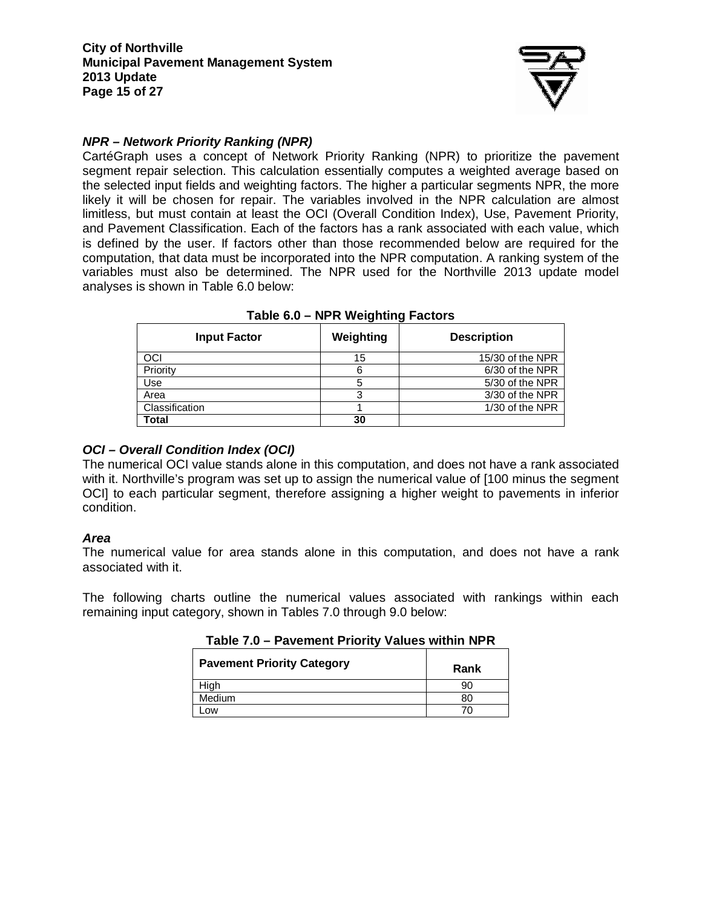### *NPR – Network Priority Ranking (NPR)*

CartéGraph uses a concept of Network Priority Ranking (NPR) to prioritize the pavement segment repair selection. This calculation essentially computes a weighted average based on the selected input fields and weighting factors. The higher a particular segments NPR, the more likely it will be chosen for repair. The variables involved in the NPR calculation are almost limitless, but must contain at least the OCI (Overall Condition Index), Use, Pavement Priority, and Pavement Classification. Each of the factors has a rank associated with each value, which is defined by the user. If factors other than those recommended below are required for the computation, that data must be incorporated into the NPR computation. A ranking system of the variables must also be determined. The NPR used for the Northville 2013 update model analyses is shown in Table 6.0 below:

**Table 6.0 – NPR Weighting Factors**

| Input Factor | Weighting | Description |
|---|---|---|
| OCI | 15 | 15/30 of the NPR |
| Priority | 6 | 6/30 of the NPR |
| Use | 5 | 5/30 of the NPR |
| Area | 3 | 3/30 of the NPR |
| Classification | 1 | 1/30 of the NPR |
| **Total** | **30** | |

### *OCI – Overall Condition Index (OCI)*

The numerical OCI value stands alone in this computation, and does not have a rank associated with it. Northville's program was set up to assign the numerical value of [100 minus the segment OCI] to each particular segment, therefore assigning a higher weight to pavements in inferior condition.

### *Area*

The numerical value for area stands alone in this computation, and does not have a rank associated with it.

The following charts outline the numerical values associated with rankings within each remaining input category, shown in Tables 7.0 through 9.0 below:

**Table 7.0 – Pavement Priority Values within NPR**

| Pavement Priority Category | Rank |
|---|---|
| High | 90 |
| Medium | 80 |
| Low | 70 |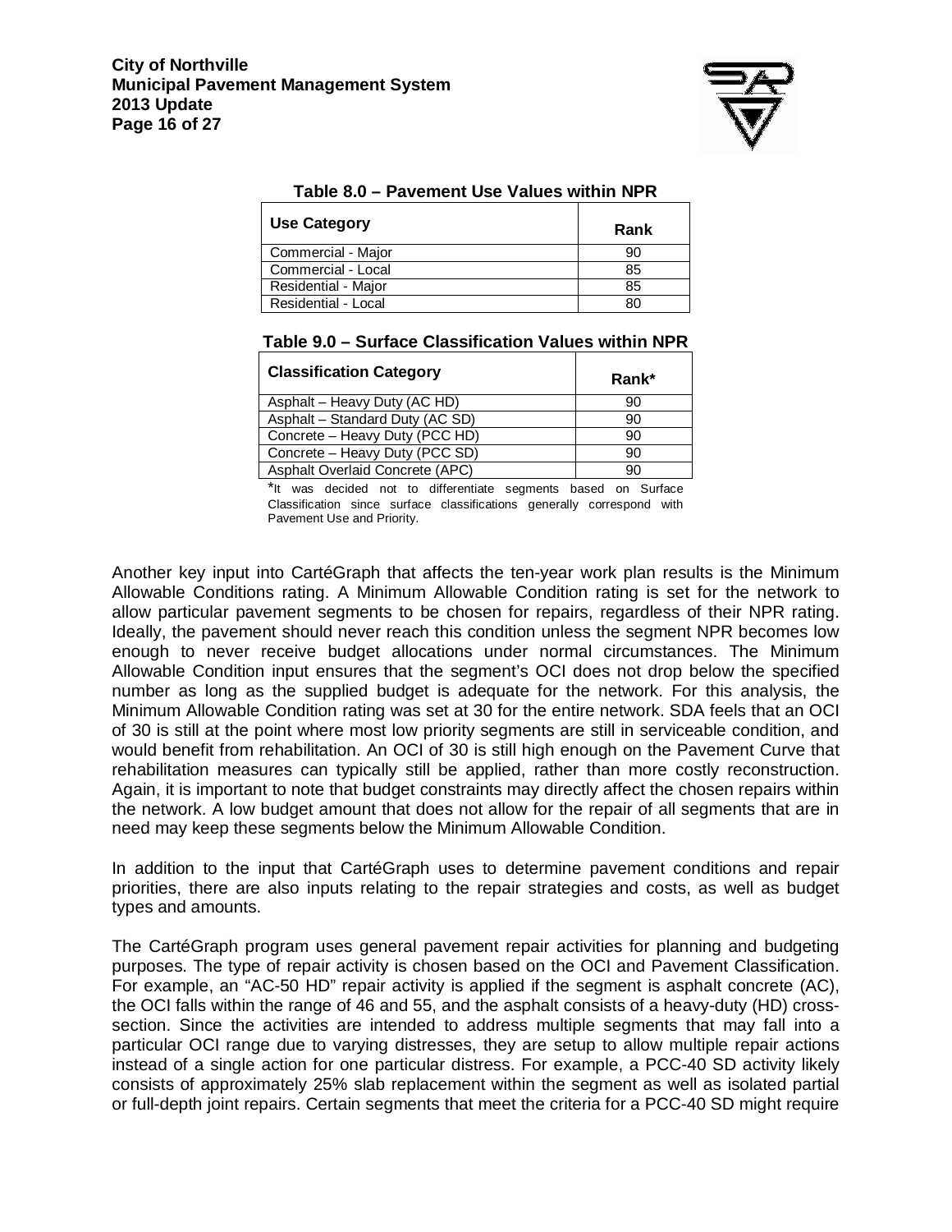**Table 8.0 – Pavement Use Values within NPR**

| Use Category | Rank |
|---|---|
| Commercial - Major | 90 |
| Commercial - Local | 85 |
| Residential - Major | 85 |
| Residential - Local | 80 |

**Table 9.0 – Surface Classification Values within NPR**

| Classification Category | Rank* |
|---|---|
| Asphalt – Heavy Duty (AC HD) | 90 |
| Asphalt – Standard Duty (AC SD) | 90 |
| Concrete – Heavy Duty (PCC HD) | 90 |
| Concrete – Heavy Duty (PCC SD) | 90 |
| Asphalt Overlaid Concrete (APC) | 90 |

*It was decided not to differentiate segments based on Surface Classification since surface classifications generally correspond with Pavement Use and Priority.

Another key input into CartéGraph that affects the ten-year work plan results is the Minimum Allowable Conditions rating. A Minimum Allowable Condition rating is set for the network to allow particular pavement segments to be chosen for repairs, regardless of their NPR rating. Ideally, the pavement should never reach this condition unless the segment NPR becomes low enough to never receive budget allocations under normal circumstances. The Minimum Allowable Condition input ensures that the segment's OCI does not drop below the specified number as long as the supplied budget is adequate for the network. For this analysis, the Minimum Allowable Condition rating was set at 30 for the entire network. SDA feels that an OCI of 30 is still at the point where most low priority segments are still in serviceable condition, and would benefit from rehabilitation. An OCI of 30 is still high enough on the Pavement Curve that rehabilitation measures can typically still be applied, rather than more costly reconstruction. Again, it is important to note that budget constraints may directly affect the chosen repairs within the network. A low budget amount that does not allow for the repair of all segments that are in need may keep these segments below the Minimum Allowable Condition.

In addition to the input that CartéGraph uses to determine pavement conditions and repair priorities, there are also inputs relating to the repair strategies and costs, as well as budget types and amounts.

The CartéGraph program uses general pavement repair activities for planning and budgeting purposes. The type of repair activity is chosen based on the OCI and Pavement Classification. For example, an "AC-50 HD" repair activity is applied if the segment is asphalt concrete (AC), the OCI falls within the range of 46 and 55, and the asphalt consists of a heavy-duty (HD) cross-section. Since the activities are intended to address multiple segments that may fall into a particular OCI range due to varying distresses, they are setup to allow multiple repair actions instead of a single action for one particular distress. For example, a PCC-40 SD activity likely consists of approximately 25% slab replacement within the segment as well as isolated partial or full-depth joint repairs. Certain segments that meet the criteria for a PCC-40 SD might require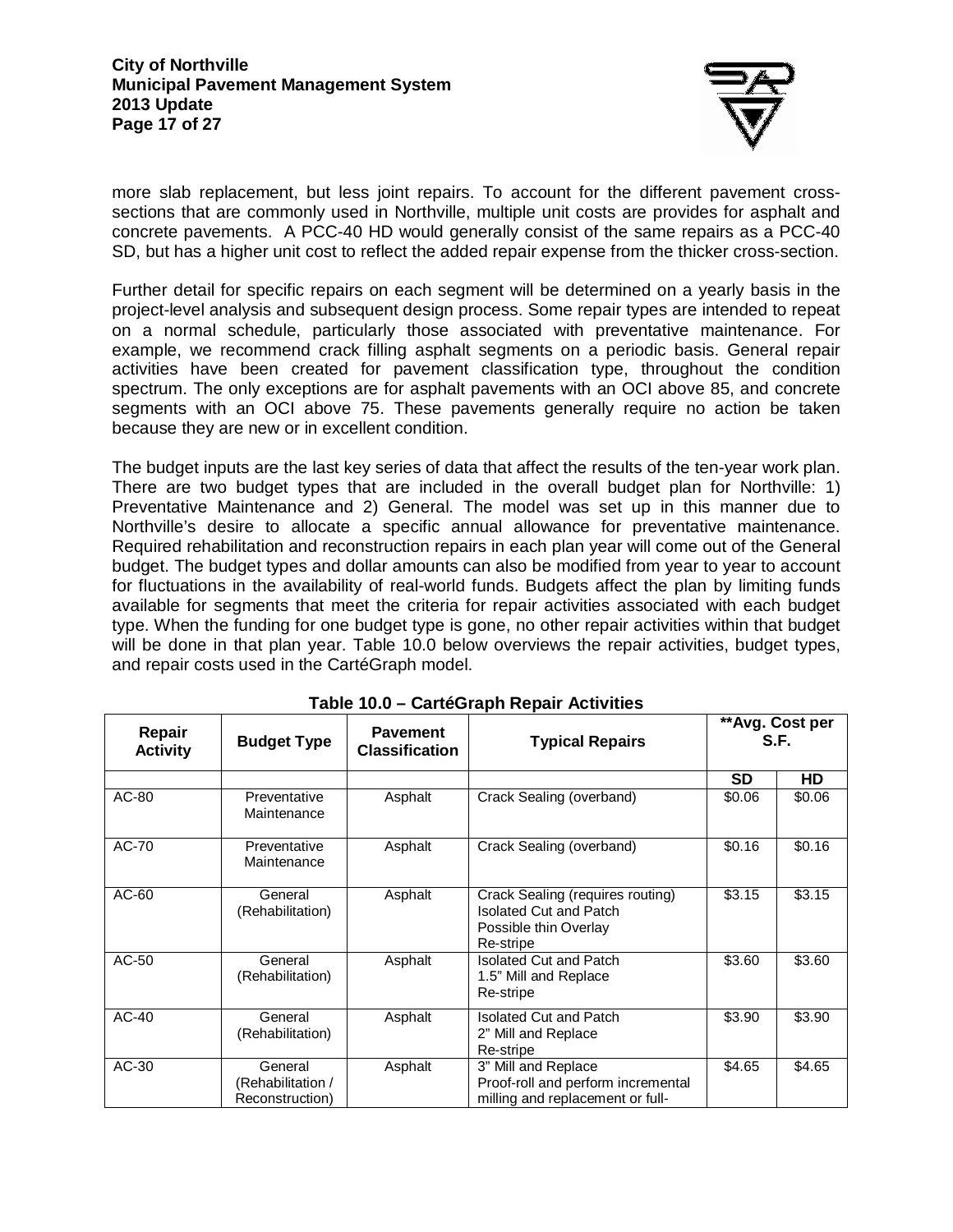more slab replacement, but less joint repairs. To account for the different pavement cross-sections that are commonly used in Northville, multiple unit costs are provides for asphalt and concrete pavements. A PCC-40 HD would generally consist of the same repairs as a PCC-40 SD, but has a higher unit cost to reflect the added repair expense from the thicker cross-section.

Further detail for specific repairs on each segment will be determined on a yearly basis in the project-level analysis and subsequent design process. Some repair types are intended to repeat on a normal schedule, particularly those associated with preventative maintenance. For example, we recommend crack filling asphalt segments on a periodic basis. General repair activities have been created for pavement classification type, throughout the condition spectrum. The only exceptions are for asphalt pavements with an OCI above 85, and concrete segments with an OCI above 75. These pavements generally require no action be taken because they are new or in excellent condition.

The budget inputs are the last key series of data that affect the results of the ten-year work plan. There are two budget types that are included in the overall budget plan for Northville: 1) Preventative Maintenance and 2) General. The model was set up in this manner due to Northville's desire to allocate a specific annual allowance for preventative maintenance. Required rehabilitation and reconstruction repairs in each plan year will come out of the General budget. The budget types and dollar amounts can also be modified from year to year to account for fluctuations in the availability of real-world funds. Budgets affect the plan by limiting funds available for segments that meet the criteria for repair activities associated with each budget type. When the funding for one budget type is gone, no other repair activities within that budget will be done in that plan year. Table 10.0 below overviews the repair activities, budget types, and repair costs used in the CartéGraph model.

**Table 10.0 – CartéGraph Repair Activities**

| Repair Activity | Budget Type | Pavement Classification | Typical Repairs | **Avg. Cost per S.F. | |
|---|---|---|---|---|---|
| | | | | SD | HD |
| AC-80 | Preventative Maintenance | Asphalt | Crack Sealing (overband) | $0.06 | $0.06 |
| AC-70 | Preventative Maintenance | Asphalt | Crack Sealing (overband) | $0.16 | $0.16 |
| AC-60 | General (Rehabilitation) | Asphalt | Crack Sealing (requires routing)<br>Isolated Cut and Patch<br>Possible thin Overlay<br>Re-stripe | $3.15 | $3.15 |
| AC-50 | General (Rehabilitation) | Asphalt | Isolated Cut and Patch<br>1.5" Mill and Replace<br>Re-stripe | $3.60 | $3.60 |
| AC-40 | General (Rehabilitation) | Asphalt | Isolated Cut and Patch<br>2" Mill and Replace<br>Re-stripe | $3.90 | $3.90 |
| AC-30 | General (Rehabilitation / Reconstruction) | Asphalt | 3" Mill and Replace<br>Proof-roll and perform incremental milling and replacement or full- | $4.65 | $4.65 |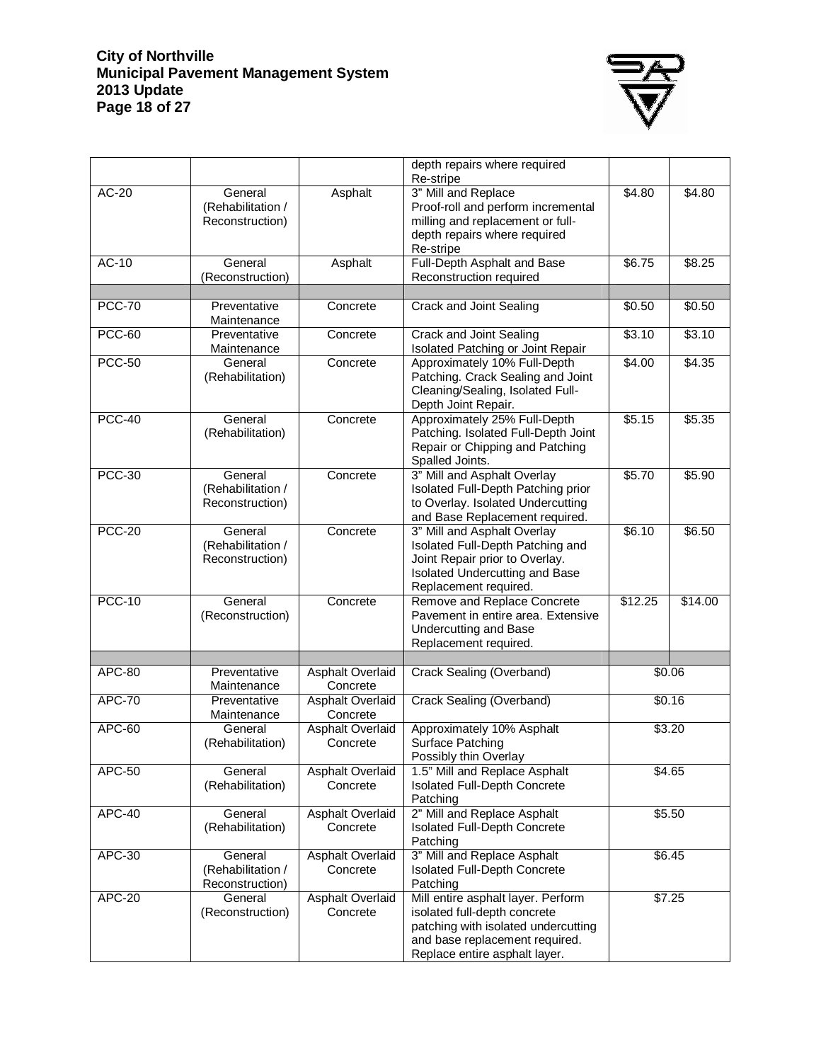| | | | depth repairs where required<br>Re-stripe | | |
|---|---|---|---|---|---|
| AC-20 | General (Rehabilitation / Reconstruction) | Asphalt | 3" Mill and Replace<br>Proof-roll and perform incremental milling and replacement or full-depth repairs where required<br>Re-stripe | $4.80 | $4.80 |
| AC-10 | General (Reconstruction) | Asphalt | Full-Depth Asphalt and Base Reconstruction required | $6.75 | $8.25 |
| | | | | | |
| PCC-70 | Preventative Maintenance | Concrete | Crack and Joint Sealing | $0.50 | $0.50 |
| PCC-60 | Preventative Maintenance | Concrete | Crack and Joint Sealing<br>Isolated Patching or Joint Repair | $3.10 | $3.10 |
| PCC-50 | General (Rehabilitation) | Concrete | Approximately 10% Full-Depth Patching. Crack Sealing and Joint Cleaning/Sealing, Isolated Full-Depth Joint Repair. | $4.00 | $4.35 |
| PCC-40 | General (Rehabilitation) | Concrete | Approximately 25% Full-Depth Patching. Isolated Full-Depth Joint Repair or Chipping and Patching Spalled Joints. | $5.15 | $5.35 |
| PCC-30 | General (Rehabilitation / Reconstruction) | Concrete | 3" Mill and Asphalt Overlay<br>Isolated Full-Depth Patching prior to Overlay. Isolated Undercutting and Base Replacement required. | $5.70 | $5.90 |
| PCC-20 | General (Rehabilitation / Reconstruction) | Concrete | 3" Mill and Asphalt Overlay<br>Isolated Full-Depth Patching and Joint Repair prior to Overlay. Isolated Undercutting and Base Replacement required. | $6.10 | $6.50 |
| PCC-10 | General (Reconstruction) | Concrete | Remove and Replace Concrete Pavement in entire area. Extensive Undercutting and Base Replacement required. | $12.25 | $14.00 |
| | | | | | |
| APC-80 | Preventative Maintenance | Asphalt Overlaid Concrete | Crack Sealing (Overband) | $0.06 | |
| APC-70 | Preventative Maintenance | Asphalt Overlaid Concrete | Crack Sealing (Overband) | $0.16 | |
| APC-60 | General (Rehabilitation) | Asphalt Overlaid Concrete | Approximately 10% Asphalt Surface Patching<br>Possibly thin Overlay | $3.20 | |
| APC-50 | General (Rehabilitation) | Asphalt Overlaid Concrete | 1.5" Mill and Replace Asphalt<br>Isolated Full-Depth Concrete Patching | $4.65 | |
| APC-40 | General (Rehabilitation) | Asphalt Overlaid Concrete | 2" Mill and Replace Asphalt<br>Isolated Full-Depth Concrete Patching | $5.50 | |
| APC-30 | General (Rehabilitation / Reconstruction) | Asphalt Overlaid Concrete | 3" Mill and Replace Asphalt<br>Isolated Full-Depth Concrete Patching | $6.45 | |
| APC-20 | General (Reconstruction) | Asphalt Overlaid Concrete | Mill entire asphalt layer. Perform isolated full-depth concrete patching with isolated undercutting and base replacement required. Replace entire asphalt layer. | $7.25 | |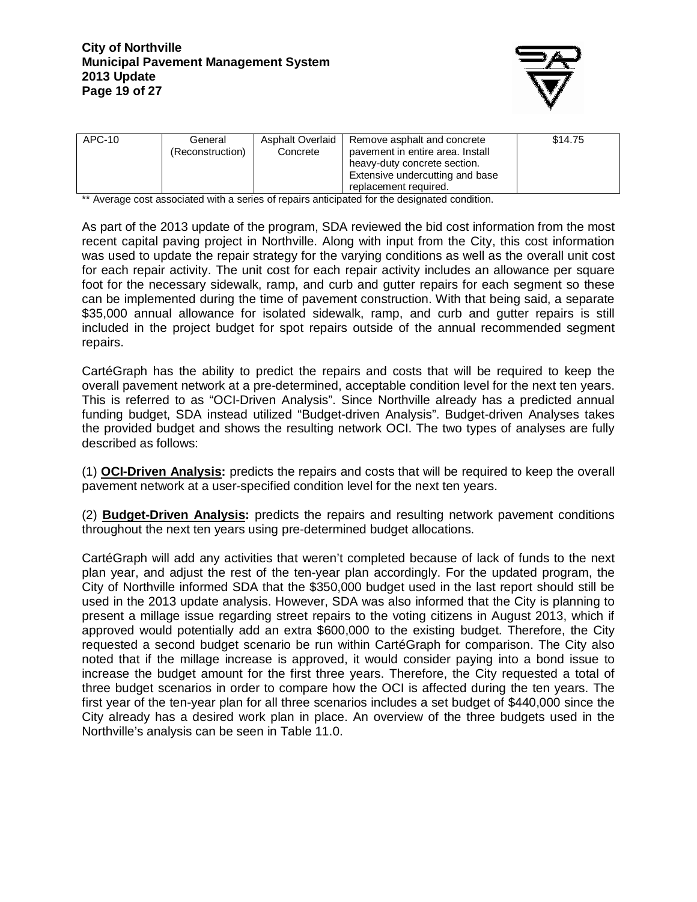| APC-10 | General (Reconstruction) | Asphalt Overlaid Concrete | Remove asphalt and concrete pavement in entire area. Install heavy-duty concrete section. Extensive undercutting and base replacement required. | $14.75 |
|---|---|---|---|---|

** Average cost associated with a series of repairs anticipated for the designated condition.

As part of the 2013 update of the program, SDA reviewed the bid cost information from the most recent capital paving project in Northville. Along with input from the City, this cost information was used to update the repair strategy for the varying conditions as well as the overall unit cost for each repair activity. The unit cost for each repair activity includes an allowance per square foot for the necessary sidewalk, ramp, and curb and gutter repairs for each segment so these can be implemented during the time of pavement construction. With that being said, a separate $35,000 annual allowance for isolated sidewalk, ramp, and curb and gutter repairs is still included in the project budget for spot repairs outside of the annual recommended segment repairs.

CartéGraph has the ability to predict the repairs and costs that will be required to keep the overall pavement network at a pre-determined, acceptable condition level for the next ten years. This is referred to as "OCI-Driven Analysis". Since Northville already has a predicted annual funding budget, SDA instead utilized "Budget-driven Analysis". Budget-driven Analyses takes the provided budget and shows the resulting network OCI. The two types of analyses are fully described as follows:

(1) **OCI-Driven Analysis:** predicts the repairs and costs that will be required to keep the overall pavement network at a user-specified condition level for the next ten years.

(2) **Budget-Driven Analysis:** predicts the repairs and resulting network pavement conditions throughout the next ten years using pre-determined budget allocations.

CartéGraph will add any activities that weren't completed because of lack of funds to the next plan year, and adjust the rest of the ten-year plan accordingly. For the updated program, the City of Northville informed SDA that the $350,000 budget used in the last report should still be used in the 2013 update analysis. However, SDA was also informed that the City is planning to present a millage issue regarding street repairs to the voting citizens in August 2013, which if approved would potentially add an extra $600,000 to the existing budget. Therefore, the City requested a second budget scenario be run within CartéGraph for comparison. The City also noted that if the millage increase is approved, it would consider paying into a bond issue to increase the budget amount for the first three years. Therefore, the City requested a total of three budget scenarios in order to compare how the OCI is affected during the ten years. The first year of the ten-year plan for all three scenarios includes a set budget of $440,000 since the City already has a desired work plan in place. An overview of the three budgets used in the Northville's analysis can be seen in Table 11.0.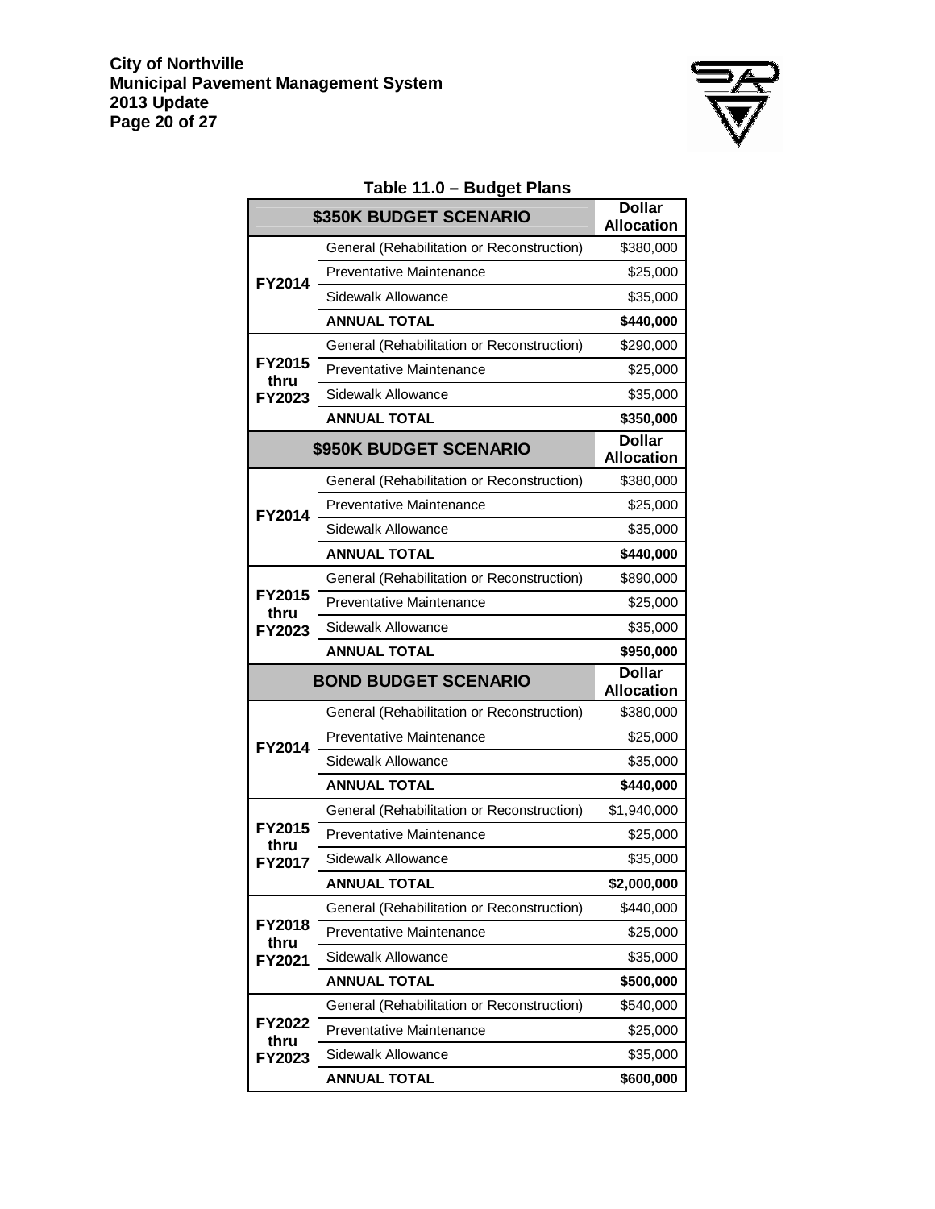**Table 11.0 – Budget Plans**

| \$350K BUDGET SCENARIO | | Dollar Allocation |
|---|---|---|
| FY2014 | General (Rehabilitation or Reconstruction) | \$380,000 |
| | Preventative Maintenance | \$25,000 |
| | Sidewalk Allowance | \$35,000 |
| | **ANNUAL TOTAL** | **\$440,000** |
| FY2015 thru FY2023 | General (Rehabilitation or Reconstruction) | \$290,000 |
| | Preventative Maintenance | \$25,000 |
| | Sidewalk Allowance | \$35,000 |
| | **ANNUAL TOTAL** | **\$350,000** |
| **\$950K BUDGET SCENARIO** | | **Dollar Allocation** |
| FY2014 | General (Rehabilitation or Reconstruction) | \$380,000 |
| | Preventative Maintenance | \$25,000 |
| | Sidewalk Allowance | \$35,000 |
| | **ANNUAL TOTAL** | **\$440,000** |
| FY2015 thru FY2023 | General (Rehabilitation or Reconstruction) | \$890,000 |
| | Preventative Maintenance | \$25,000 |
| | Sidewalk Allowance | \$35,000 |
| | **ANNUAL TOTAL** | **\$950,000** |
| **BOND BUDGET SCENARIO** | | **Dollar Allocation** |
| FY2014 | General (Rehabilitation or Reconstruction) | \$380,000 |
| | Preventative Maintenance | \$25,000 |
| | Sidewalk Allowance | \$35,000 |
| | **ANNUAL TOTAL** | **\$440,000** |
| FY2015 thru FY2017 | General (Rehabilitation or Reconstruction) | \$1,940,000 |
| | Preventative Maintenance | \$25,000 |
| | Sidewalk Allowance | \$35,000 |
| | **ANNUAL TOTAL** | **\$2,000,000** |
| FY2018 thru FY2021 | General (Rehabilitation or Reconstruction) | \$440,000 |
| | Preventative Maintenance | \$25,000 |
| | Sidewalk Allowance | \$35,000 |
| | **ANNUAL TOTAL** | **\$500,000** |
| FY2022 thru FY2023 | General (Rehabilitation or Reconstruction) | \$540,000 |
| | Preventative Maintenance | \$25,000 |
| | Sidewalk Allowance | \$35,000 |
| | **ANNUAL TOTAL** | **\$600,000** |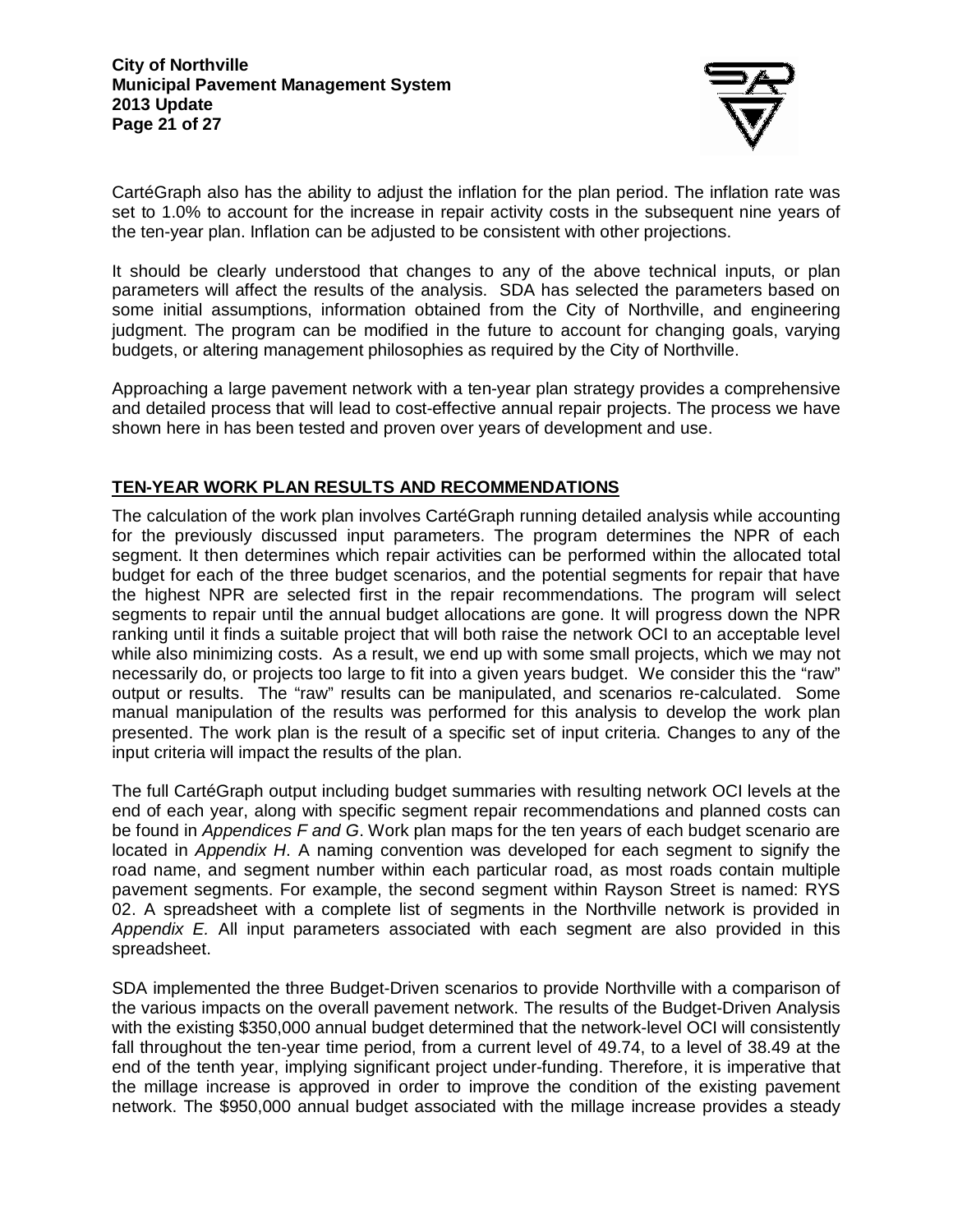CartéGraph also has the ability to adjust the inflation for the plan period. The inflation rate was set to 1.0% to account for the increase in repair activity costs in the subsequent nine years of the ten-year plan. Inflation can be adjusted to be consistent with other projections.

It should be clearly understood that changes to any of the above technical inputs, or plan parameters will affect the results of the analysis. SDA has selected the parameters based on some initial assumptions, information obtained from the City of Northville, and engineering judgment. The program can be modified in the future to account for changing goals, varying budgets, or altering management philosophies as required by the City of Northville.

Approaching a large pavement network with a ten-year plan strategy provides a comprehensive and detailed process that will lead to cost-effective annual repair projects. The process we have shown here in has been tested and proven over years of development and use.

## TEN-YEAR WORK PLAN RESULTS AND RECOMMENDATIONS

The calculation of the work plan involves CartéGraph running detailed analysis while accounting for the previously discussed input parameters. The program determines the NPR of each segment. It then determines which repair activities can be performed within the allocated total budget for each of the three budget scenarios, and the potential segments for repair that have the highest NPR are selected first in the repair recommendations. The program will select segments to repair until the annual budget allocations are gone. It will progress down the NPR ranking until it finds a suitable project that will both raise the network OCI to an acceptable level while also minimizing costs. As a result, we end up with some small projects, which we may not necessarily do, or projects too large to fit into a given years budget. We consider this the "raw" output or results. The "raw" results can be manipulated, and scenarios re-calculated. Some manual manipulation of the results was performed for this analysis to develop the work plan presented. The work plan is the result of a specific set of input criteria. Changes to any of the input criteria will impact the results of the plan.

The full CartéGraph output including budget summaries with resulting network OCI levels at the end of each year, along with specific segment repair recommendations and planned costs can be found in *Appendices F and G*. Work plan maps for the ten years of each budget scenario are located in *Appendix H*. A naming convention was developed for each segment to signify the road name, and segment number within each particular road, as most roads contain multiple pavement segments. For example, the second segment within Rayson Street is named: RYS 02. A spreadsheet with a complete list of segments in the Northville network is provided in *Appendix E.* All input parameters associated with each segment are also provided in this spreadsheet.

SDA implemented the three Budget-Driven scenarios to provide Northville with a comparison of the various impacts on the overall pavement network. The results of the Budget-Driven Analysis with the existing $350,000 annual budget determined that the network-level OCI will consistently fall throughout the ten-year time period, from a current level of 49.74, to a level of 38.49 at the end of the tenth year, implying significant project under-funding. Therefore, it is imperative that the millage increase is approved in order to improve the condition of the existing pavement network. The $950,000 annual budget associated with the millage increase provides a steady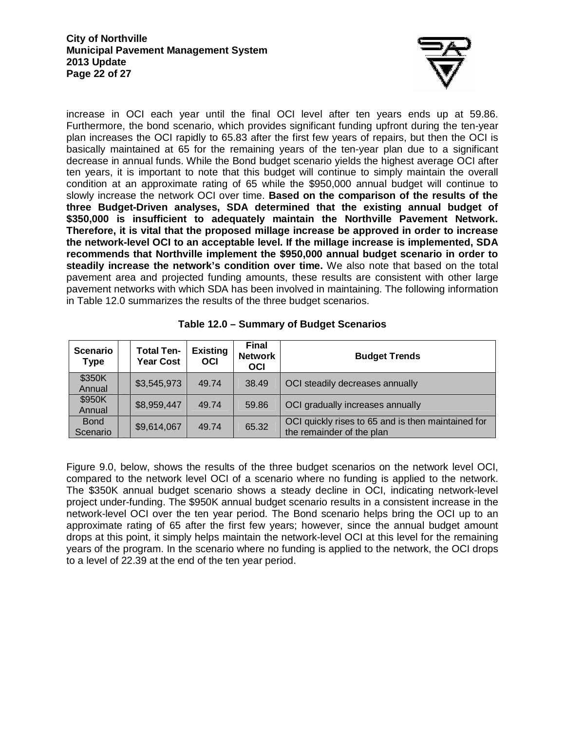increase in OCI each year until the final OCI level after ten years ends up at 59.86. Furthermore, the bond scenario, which provides significant funding upfront during the ten-year plan increases the OCI rapidly to 65.83 after the first few years of repairs, but then the OCI is basically maintained at 65 for the remaining years of the ten-year plan due to a significant decrease in annual funds. While the Bond budget scenario yields the highest average OCI after ten years, it is important to note that this budget will continue to simply maintain the overall condition at an approximate rating of 65 while the $950,000 annual budget will continue to slowly increase the network OCI over time. **Based on the comparison of the results of the three Budget-Driven analyses, SDA determined that the existing annual budget of $350,000 is insufficient to adequately maintain the Northville Pavement Network. Therefore, it is vital that the proposed millage increase be approved in order to increase the network-level OCI to an acceptable level. If the millage increase is implemented, SDA recommends that Northville implement the $950,000 annual budget scenario in order to steadily increase the network's condition over time.** We also note that based on the total pavement area and projected funding amounts, these results are consistent with other large pavement networks with which SDA has been involved in maintaining. The following information in Table 12.0 summarizes the results of the three budget scenarios.

**Table 12.0 – Summary of Budget Scenarios**

| Scenario Type | Total Ten-Year Cost | Existing OCI | Final Network OCI | Budget Trends |
|---|---|---|---|---|
| $350K Annual | $3,545,973 | 49.74 | 38.49 | OCI steadily decreases annually |
| $950K Annual | $8,959,447 | 49.74 | 59.86 | OCI gradually increases annually |
| Bond Scenario | $9,614,067 | 49.74 | 65.32 | OCI quickly rises to 65 and is then maintained for the remainder of the plan |

Figure 9.0, below, shows the results of the three budget scenarios on the network level OCI, compared to the network level OCI of a scenario where no funding is applied to the network. The $350K annual budget scenario shows a steady decline in OCI, indicating network-level project under-funding. The $950K annual budget scenario results in a consistent increase in the network-level OCI over the ten year period. The Bond scenario helps bring the OCI up to an approximate rating of 65 after the first few years; however, since the annual budget amount drops at this point, it simply helps maintain the network-level OCI at this level for the remaining years of the program. In the scenario where no funding is applied to the network, the OCI drops to a level of 22.39 at the end of the ten year period.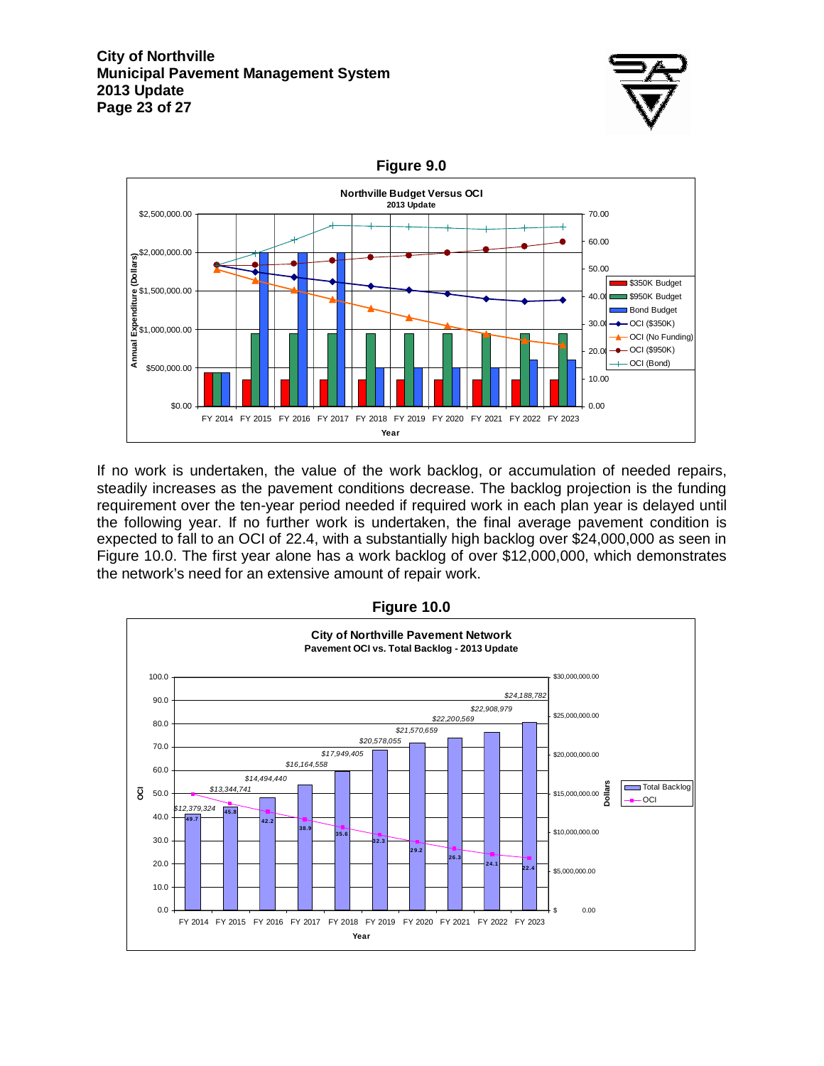**Figure 9.0**

If no work is undertaken, the value of the work backlog, or accumulation of needed repairs, steadily increases as the pavement conditions decrease. The backlog projection is the funding requirement over the ten-year period needed if required work in each plan year is delayed until the following year. If no further work is undertaken, the final average pavement condition is expected to fall to an OCI of 22.4, with a substantially high backlog over $24,000,000 as seen in Figure 10.0. The first year alone has a work backlog of over $12,000,000, which demonstrates the network's need for an extensive amount of repair work.

**Figure 10.0**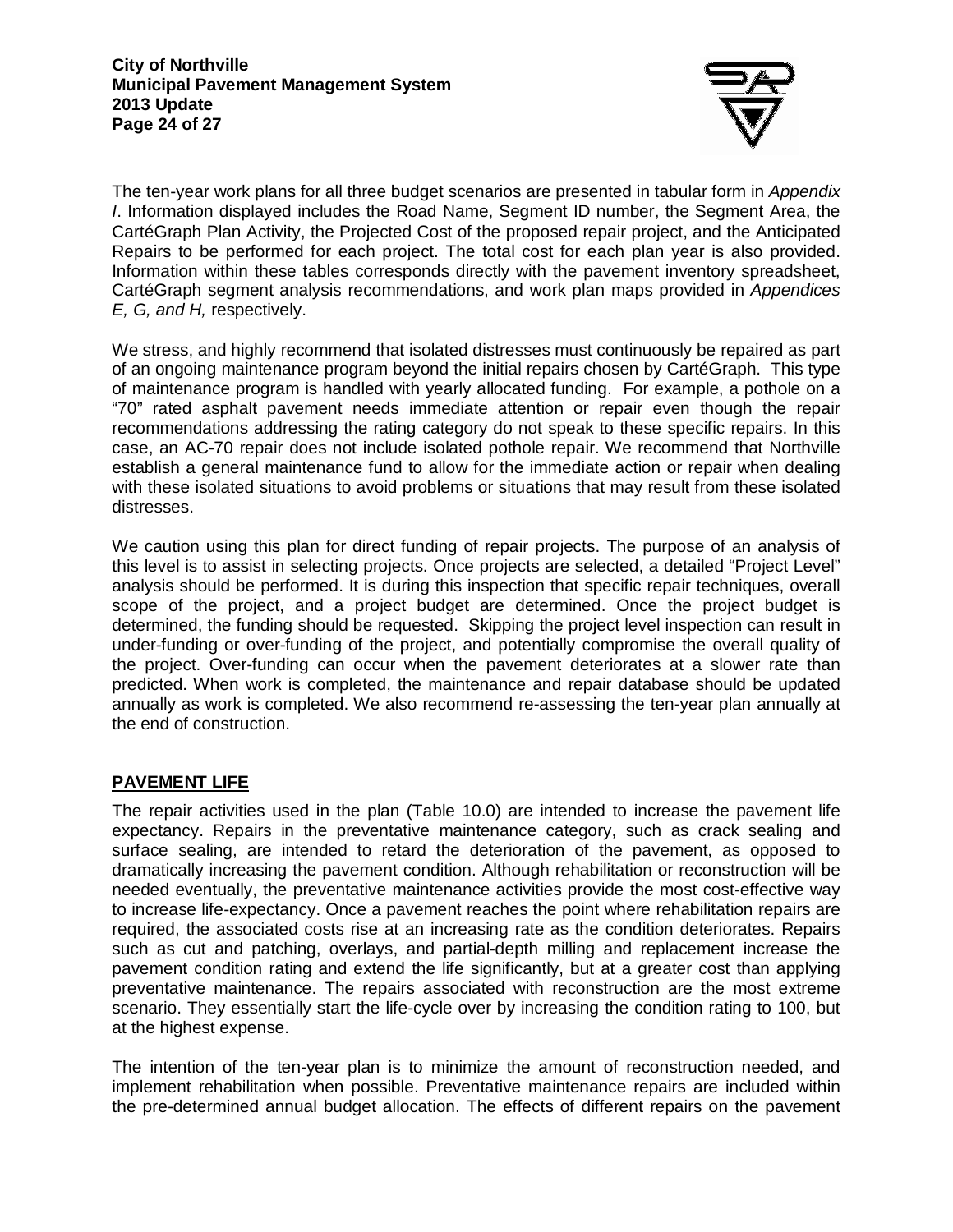The ten-year work plans for all three budget scenarios are presented in tabular form in *Appendix I*. Information displayed includes the Road Name, Segment ID number, the Segment Area, the CartéGraph Plan Activity, the Projected Cost of the proposed repair project, and the Anticipated Repairs to be performed for each project. The total cost for each plan year is also provided. Information within these tables corresponds directly with the pavement inventory spreadsheet, CartéGraph segment analysis recommendations, and work plan maps provided in *Appendices E, G, and H,* respectively.

We stress, and highly recommend that isolated distresses must continuously be repaired as part of an ongoing maintenance program beyond the initial repairs chosen by CartéGraph. This type of maintenance program is handled with yearly allocated funding. For example, a pothole on a "70" rated asphalt pavement needs immediate attention or repair even though the repair recommendations addressing the rating category do not speak to these specific repairs. In this case, an AC-70 repair does not include isolated pothole repair. We recommend that Northville establish a general maintenance fund to allow for the immediate action or repair when dealing with these isolated situations to avoid problems or situations that may result from these isolated distresses.

We caution using this plan for direct funding of repair projects. The purpose of an analysis of this level is to assist in selecting projects. Once projects are selected, a detailed "Project Level" analysis should be performed. It is during this inspection that specific repair techniques, overall scope of the project, and a project budget are determined. Once the project budget is determined, the funding should be requested. Skipping the project level inspection can result in under-funding or over-funding of the project, and potentially compromise the overall quality of the project. Over-funding can occur when the pavement deteriorates at a slower rate than predicted. When work is completed, the maintenance and repair database should be updated annually as work is completed. We also recommend re-assessing the ten-year plan annually at the end of construction.

## PAVEMENT LIFE

The repair activities used in the plan (Table 10.0) are intended to increase the pavement life expectancy. Repairs in the preventative maintenance category, such as crack sealing and surface sealing, are intended to retard the deterioration of the pavement, as opposed to dramatically increasing the pavement condition. Although rehabilitation or reconstruction will be needed eventually, the preventative maintenance activities provide the most cost-effective way to increase life-expectancy. Once a pavement reaches the point where rehabilitation repairs are required, the associated costs rise at an increasing rate as the condition deteriorates. Repairs such as cut and patching, overlays, and partial-depth milling and replacement increase the pavement condition rating and extend the life significantly, but at a greater cost than applying preventative maintenance. The repairs associated with reconstruction are the most extreme scenario. They essentially start the life-cycle over by increasing the condition rating to 100, but at the highest expense.

The intention of the ten-year plan is to minimize the amount of reconstruction needed, and implement rehabilitation when possible. Preventative maintenance repairs are included within the pre-determined annual budget allocation. The effects of different repairs on the pavement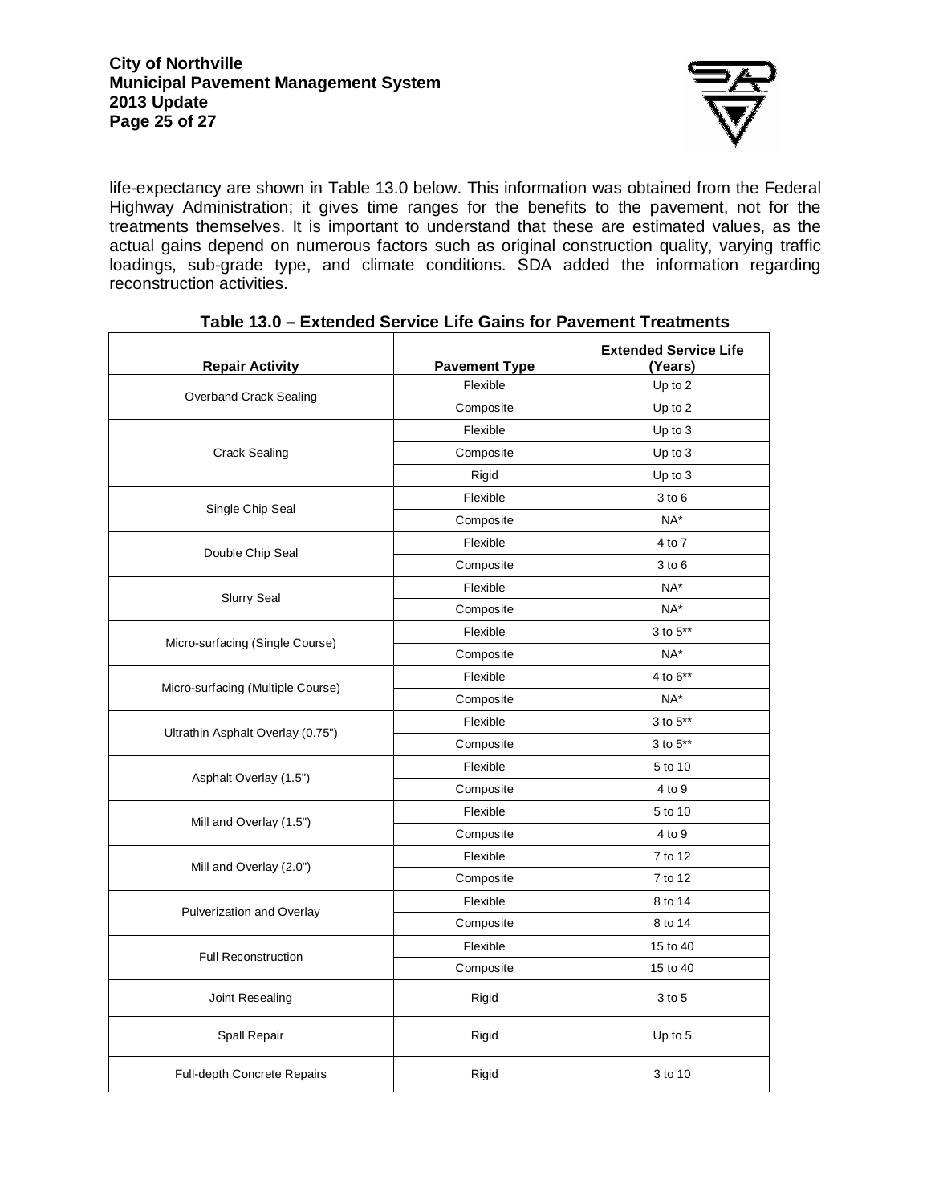life-expectancy are shown in Table 13.0 below. This information was obtained from the Federal Highway Administration; it gives time ranges for the benefits to the pavement, not for the treatments themselves. It is important to understand that these are estimated values, as the actual gains depend on numerous factors such as original construction quality, varying traffic loadings, sub-grade type, and climate conditions. SDA added the information regarding reconstruction activities.

**Table 13.0 – Extended Service Life Gains for Pavement Treatments**

| Repair Activity | Pavement Type | Extended Service Life (Years) |
|---|---|---|
| Overband Crack Sealing | Flexible | Up to 2 |
| | Composite | Up to 2 |
| Crack Sealing | Flexible | Up to 3 |
| | Composite | Up to 3 |
| | Rigid | Up to 3 |
| Single Chip Seal | Flexible | 3 to 6 |
| | Composite | NA* |
| Double Chip Seal | Flexible | 4 to 7 |
| | Composite | 3 to 6 |
| Slurry Seal | Flexible | NA* |
| | Composite | NA* |
| Micro-surfacing (Single Course) | Flexible | 3 to 5** |
| | Composite | NA* |
| Micro-surfacing (Multiple Course) | Flexible | 4 to 6** |
| | Composite | NA* |
| Ultrathin Asphalt Overlay (0.75") | Flexible | 3 to 5** |
| | Composite | 3 to 5** |
| Asphalt Overlay (1.5") | Flexible | 5 to 10 |
| | Composite | 4 to 9 |
| Mill and Overlay (1.5") | Flexible | 5 to 10 |
| | Composite | 4 to 9 |
| Mill and Overlay (2.0") | Flexible | 7 to 12 |
| | Composite | 7 to 12 |
| Pulverization and Overlay | Flexible | 8 to 14 |
| | Composite | 8 to 14 |
| Full Reconstruction | Flexible | 15 to 40 |
| | Composite | 15 to 40 |
| Joint Resealing | Rigid | 3 to 5 |
| Spall Repair | Rigid | Up to 5 |
| Full-depth Concrete Repairs | Rigid | 3 to 10 |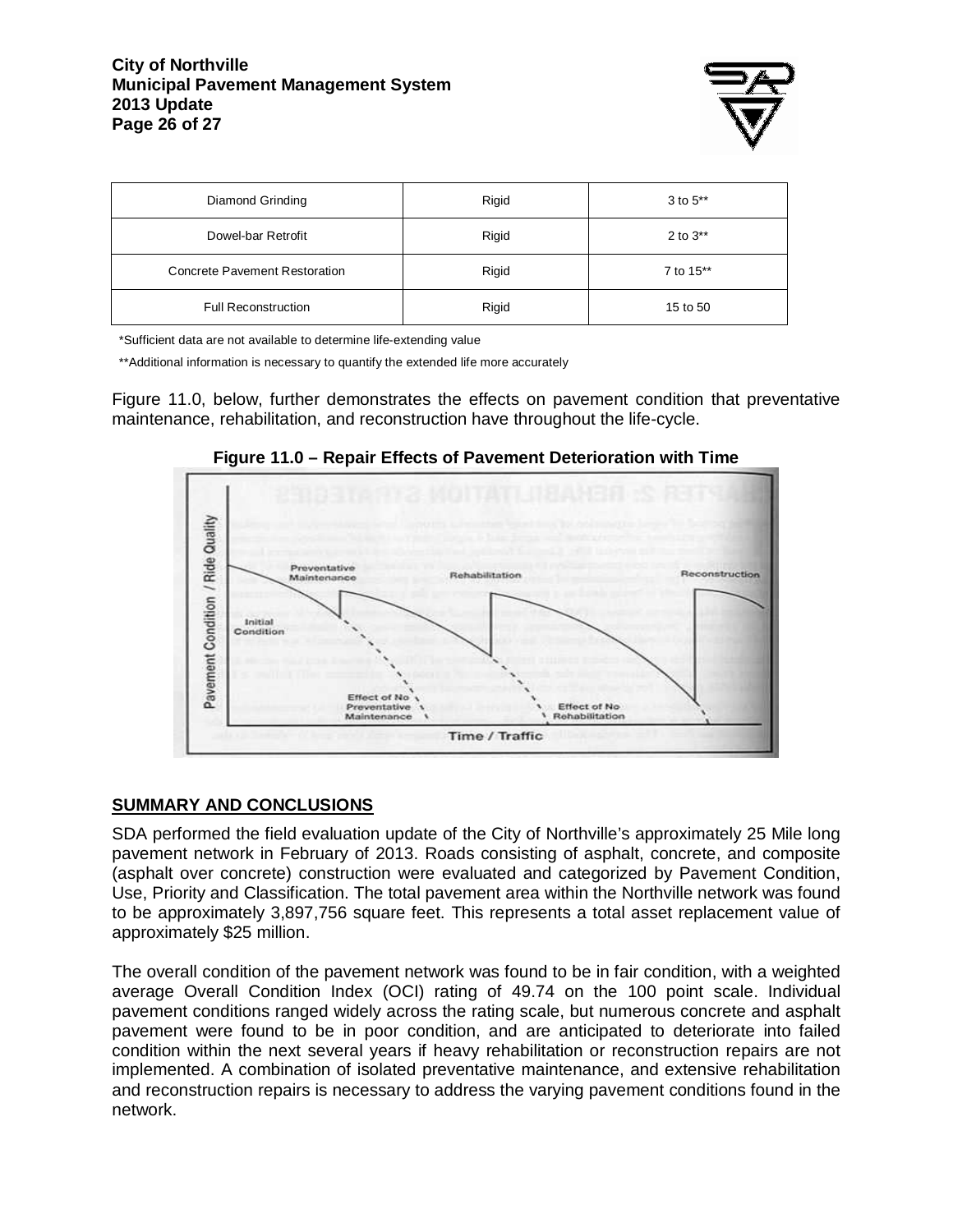| Diamond Grinding | Rigid | 3 to 5** |
|---|---|---|
| Dowel-bar Retrofit | Rigid | 2 to 3** |
| Concrete Pavement Restoration | Rigid | 7 to 15** |
| Full Reconstruction | Rigid | 15 to 50 |

*Sufficient data are not available to determine life-extending value

**Additional information is necessary to quantify the extended life more accurately

Figure 11.0, below, further demonstrates the effects on pavement condition that preventative maintenance, rehabilitation, and reconstruction have throughout the life-cycle.

**Figure 11.0 – Repair Effects of Pavement Deterioration with Time**

## SUMMARY AND CONCLUSIONS

SDA performed the field evaluation update of the City of Northville's approximately 25 Mile long pavement network in February of 2013. Roads consisting of asphalt, concrete, and composite (asphalt over concrete) construction were evaluated and categorized by Pavement Condition, Use, Priority and Classification. The total pavement area within the Northville network was found to be approximately 3,897,756 square feet. This represents a total asset replacement value of approximately $25 million.

The overall condition of the pavement network was found to be in fair condition, with a weighted average Overall Condition Index (OCI) rating of 49.74 on the 100 point scale. Individual pavement conditions ranged widely across the rating scale, but numerous concrete and asphalt pavement were found to be in poor condition, and are anticipated to deteriorate into failed condition within the next several years if heavy rehabilitation or reconstruction repairs are not implemented. A combination of isolated preventative maintenance, and extensive rehabilitation and reconstruction repairs is necessary to address the varying pavement conditions found in the network.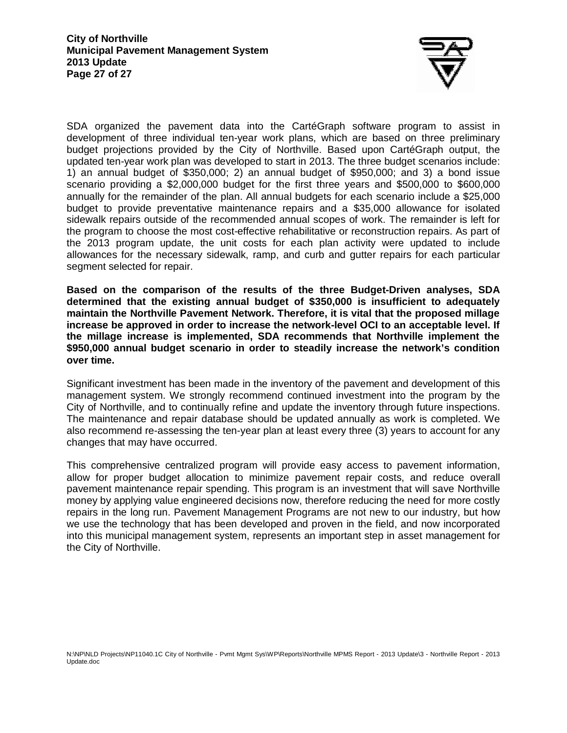SDA organized the pavement data into the CartéGraph software program to assist in development of three individual ten-year work plans, which are based on three preliminary budget projections provided by the City of Northville. Based upon CartéGraph output, the updated ten-year work plan was developed to start in 2013. The three budget scenarios include: 1) an annual budget of $350,000; 2) an annual budget of $950,000; and 3) a bond issue scenario providing a $2,000,000 budget for the first three years and $500,000 to $600,000 annually for the remainder of the plan. All annual budgets for each scenario include a $25,000 budget to provide preventative maintenance repairs and a $35,000 allowance for isolated sidewalk repairs outside of the recommended annual scopes of work. The remainder is left for the program to choose the most cost-effective rehabilitative or reconstruction repairs. As part of the 2013 program update, the unit costs for each plan activity were updated to include allowances for the necessary sidewalk, ramp, and curb and gutter repairs for each particular segment selected for repair.

**Based on the comparison of the results of the three Budget-Driven analyses, SDA determined that the existing annual budget of $350,000 is insufficient to adequately maintain the Northville Pavement Network. Therefore, it is vital that the proposed millage increase be approved in order to increase the network-level OCI to an acceptable level. If the millage increase is implemented, SDA recommends that Northville implement the $950,000 annual budget scenario in order to steadily increase the network's condition over time.**

Significant investment has been made in the inventory of the pavement and development of this management system. We strongly recommend continued investment into the program by the City of Northville, and to continually refine and update the inventory through future inspections. The maintenance and repair database should be updated annually as work is completed. We also recommend re-assessing the ten-year plan at least every three (3) years to account for any changes that may have occurred.

This comprehensive centralized program will provide easy access to pavement information, allow for proper budget allocation to minimize pavement repair costs, and reduce overall pavement maintenance repair spending. This program is an investment that will save Northville money by applying value engineered decisions now, therefore reducing the need for more costly repairs in the long run. Pavement Management Programs are not new to our industry, but how we use the technology that has been developed and proven in the field, and now incorporated into this municipal management system, represents an important step in asset management for the City of Northville.